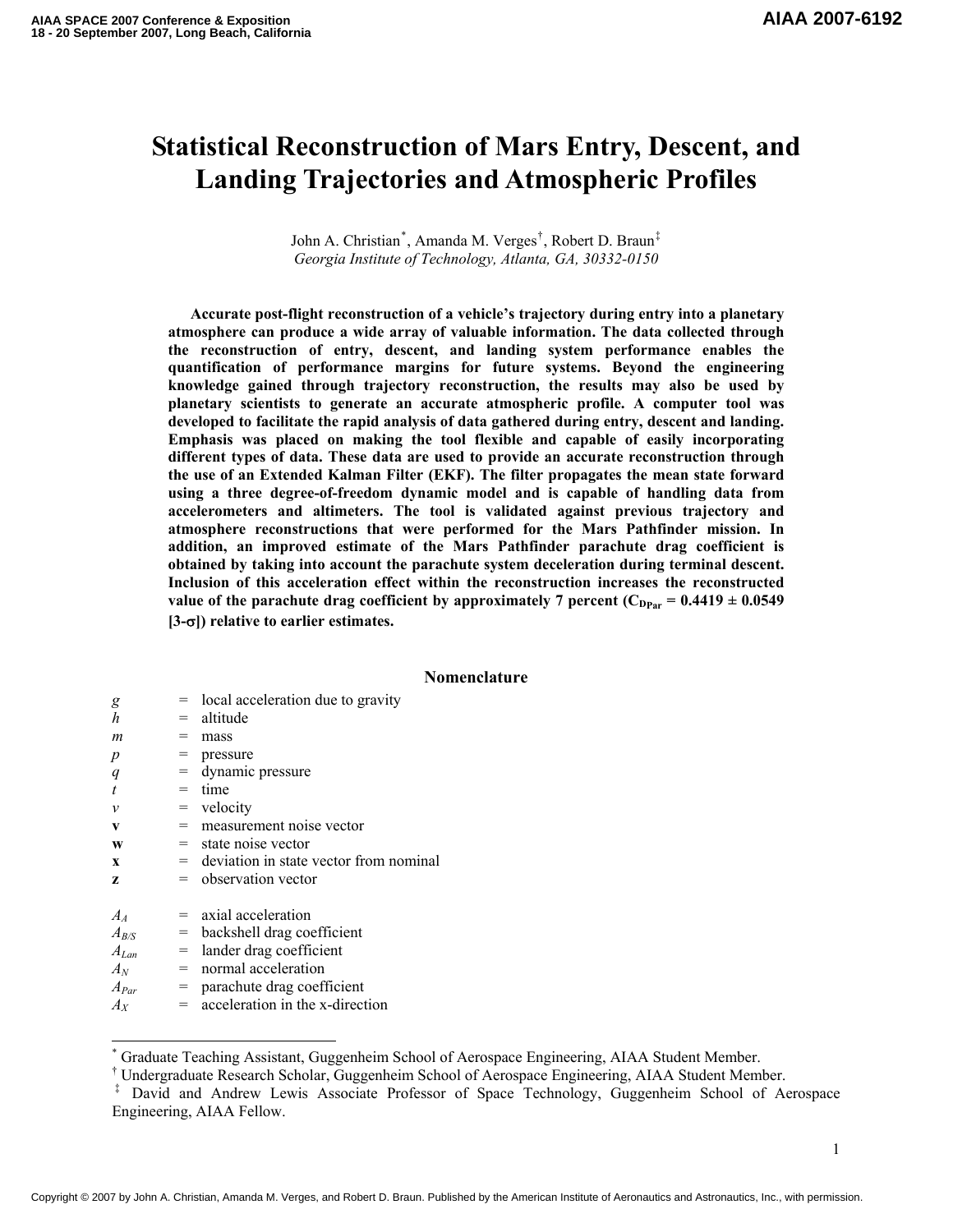# Statistical Reconstruction of Mars Entry, Descent, and Landing Trajectories and Atmospheric Profiles

John A. Christian[*], Amanda M. Verges[†], Robert D. Braun[‡]
*Georgia Institute of Technology, Atlanta, GA, 30332-0150*

**Accurate post-flight reconstruction of a vehicle's trajectory during entry into a planetary atmosphere can produce a wide array of valuable information. The data collected through the reconstruction of entry, descent, and landing system performance enables the quantification of performance margins for future systems. Beyond the engineering knowledge gained through trajectory reconstruction, the results may also be used by planetary scientists to generate an accurate atmospheric profile. A computer tool was developed to facilitate the rapid analysis of data gathered during entry, descent and landing. Emphasis was placed on making the tool flexible and capable of easily incorporating different types of data. These data are used to provide an accurate reconstruction through the use of an Extended Kalman Filter (EKF). The filter propagates the mean state forward using a three degree-of-freedom dynamic model and is capable of handling data from accelerometers and altimeters. The tool is validated against previous trajectory and atmosphere reconstructions that were performed for the Mars Pathfinder mission. In addition, an improved estimate of the Mars Pathfinder parachute drag coefficient is obtained by taking into account the parachute system deceleration during terminal descent. Inclusion of this acceleration effect within the reconstruction increases the reconstructed value of the parachute drag coefficient by approximately 7 percent ($C_{D_{Par}} = 0.4419 \pm 0.0549$ [3-$\sigma$]) relative to earlier estimates.**

## Nomenclature

| | | |
|---|---|---|
| $g$ | = | local acceleration due to gravity |
| $h$ | = | altitude |
| $m$ | = | mass |
| $p$ | = | pressure |
| $q$ | = | dynamic pressure |
| $t$ | = | time |
| $v$ | = | velocity |
| $\mathbf{v}$ | = | measurement noise vector |
| $\mathbf{w}$ | = | state noise vector |
| $\mathbf{x}$ | = | deviation in state vector from nominal |
| $\mathbf{z}$ | = | observation vector |
| | | |
| $A_A$ | = | axial acceleration |
| $A_{B/S}$ | = | backshell drag coefficient |
| $A_{Lan}$ | = | lander drag coefficient |
| $A_N$ | = | normal acceleration |
| $A_{Par}$ | = | parachute drag coefficient |
| $A_X$ | = | acceleration in the x-direction |

[*] Graduate Teaching Assistant, Guggenheim School of Aerospace Engineering, AIAA Student Member.
[†] Undergraduate Research Scholar, Guggenheim School of Aerospace Engineering, AIAA Student Member.
[‡] David and Andrew Lewis Associate Professor of Space Technology, Guggenheim School of Aerospace Engineering, AIAA Fellow.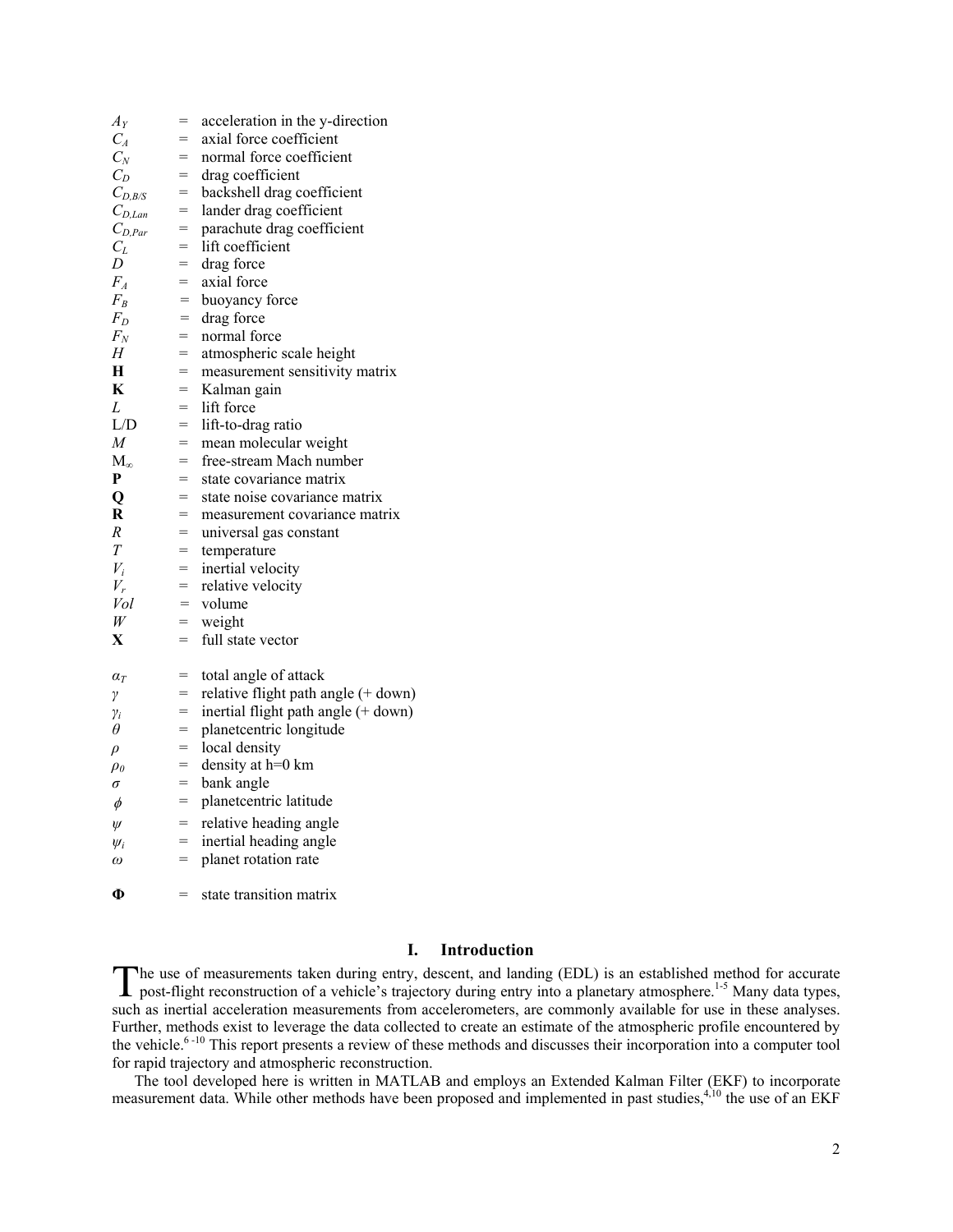$A_Y$ = acceleration in the y-direction
$C_A$ = axial force coefficient
$C_N$ = normal force coefficient
$C_D$ = drag coefficient
$C_{D,B/S}$ = backshell drag coefficient
$C_{D,Lan}$ = lander drag coefficient
$C_{D,Par}$ = parachute drag coefficient
$C_L$ = lift coefficient
$D$ = drag force
$F_A$ = axial force
$F_B$ = buoyancy force
$F_D$ = drag force
$F_N$ = normal force
$H$ = atmospheric scale height
$\mathbf{H}$ = measurement sensitivity matrix
$\mathbf{K}$ = Kalman gain
$L$ = lift force
L/D = lift-to-drag ratio
$M$ = mean molecular weight
$M_\infty$ = free-stream Mach number
$\mathbf{P}$ = state covariance matrix
$\mathbf{Q}$ = state noise covariance matrix
$\mathbf{R}$ = measurement covariance matrix
$R$ = universal gas constant
$T$ = temperature
$V_i$ = inertial velocity
$V_r$ = relative velocity
$Vol$ = volume
$W$ = weight
$\mathbf{X}$ = full state vector

$\alpha_T$ = total angle of attack
$\gamma$ = relative flight path angle (+ down)
$\gamma_i$ = inertial flight path angle (+ down)
$\theta$ = planetcentric longitude
$\rho$ = local density
$\rho_0$ = density at h=0 km
$\sigma$ = bank angle
$\phi$ = planetcentric latitude
$\psi$ = relative heading angle
$\psi_i$ = inertial heading angle
$\omega$ = planet rotation rate

$\mathbf{\Phi}$ = state transition matrix

## I. Introduction

The use of measurements taken during entry, descent, and landing (EDL) is an established method for accurate post-flight reconstruction of a vehicle's trajectory during entry into a planetary atmosphere.[1-5] Many data types, such as inertial acceleration measurements from accelerometers, are commonly available for use in these analyses. Further, methods exist to leverage the data collected to create an estimate of the atmospheric profile encountered by the vehicle.[6-10] This report presents a review of these methods and discusses their incorporation into a computer tool for rapid trajectory and atmospheric reconstruction.

The tool developed here is written in MATLAB and employs an Extended Kalman Filter (EKF) to incorporate measurement data. While other methods have been proposed and implemented in past studies,[4,10] the use of an EKF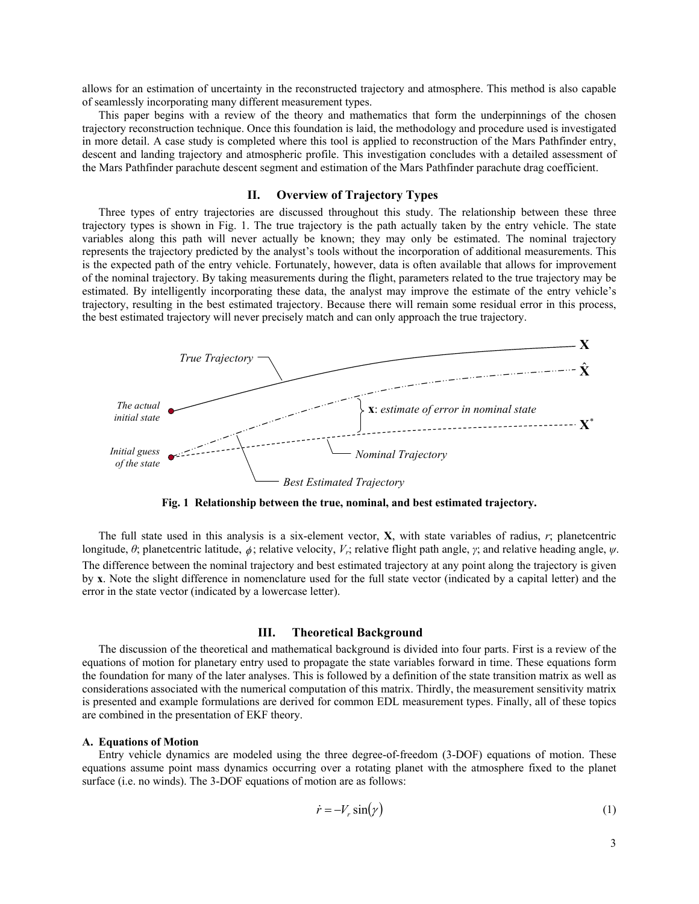allows for an estimation of uncertainty in the reconstructed trajectory and atmosphere. This method is also capable of seamlessly incorporating many different measurement types.

This paper begins with a review of the theory and mathematics that form the underpinnings of the chosen trajectory reconstruction technique. Once this foundation is laid, the methodology and procedure used is investigated in more detail. A case study is completed where this tool is applied to reconstruction of the Mars Pathfinder entry, descent and landing trajectory and atmospheric profile. This investigation concludes with a detailed assessment of the Mars Pathfinder parachute descent segment and estimation of the Mars Pathfinder parachute drag coefficient.

## II. Overview of Trajectory Types

Three types of entry trajectories are discussed throughout this study. The relationship between these three trajectory types is shown in Fig. 1. The true trajectory is the path actually taken by the entry vehicle. The state variables along this path will never actually be known; they may only be estimated. The nominal trajectory represents the trajectory predicted by the analyst's tools without the incorporation of additional measurements. This is the expected path of the entry vehicle. Fortunately, however, data is often available that allows for improvement of the nominal trajectory. By taking measurements during the flight, parameters related to the true trajectory may be estimated. By intelligently incorporating these data, the analyst may improve the estimate of the entry vehicle's trajectory, resulting in the best estimated trajectory. Because there will remain some residual error in this process, the best estimated trajectory will never precisely match and can only approach the true trajectory.

True Trajectory — $\mathbf{X}$

$\hat{\mathbf{X}}$

The actual initial state

$\mathbf{x}$: *estimate of error in nominal state*

$\mathbf{X}^*$

Initial guess of the state

Nominal Trajectory

Best Estimated Trajectory

**Fig. 1 Relationship between the true, nominal, and best estimated trajectory.**

The full state used in this analysis is a six-element vector, $\mathbf{X}$, with state variables of radius, $r$; planetcentric longitude, $\theta$; planetcentric latitude, $\phi$; relative velocity, $V_r$; relative flight path angle, $\gamma$; and relative heading angle, $\psi$. The difference between the nominal trajectory and best estimated trajectory at any point along the trajectory is given by $\mathbf{x}$. Note the slight difference in nomenclature used for the full state vector (indicated by a capital letter) and the error in the state vector (indicated by a lowercase letter).

## III. Theoretical Background

The discussion of the theoretical and mathematical background is divided into four parts. First is a review of the equations of motion for planetary entry used to propagate the state variables forward in time. These equations form the foundation for many of the later analyses. This is followed by a definition of the state transition matrix as well as considerations associated with the numerical computation of this matrix. Thirdly, the measurement sensitivity matrix is presented and example formulations are derived for common EDL measurement types. Finally, all of these topics are combined in the presentation of EKF theory.

### A. Equations of Motion

Entry vehicle dynamics are modeled using the three degree-of-freedom (3-DOF) equations of motion. These equations assume point mass dynamics occurring over a rotating planet with the atmosphere fixed to the planet surface (i.e. no winds). The 3-DOF equations of motion are as follows:

$$\dot{r} = -V_r \sin(\gamma) \tag{1}$$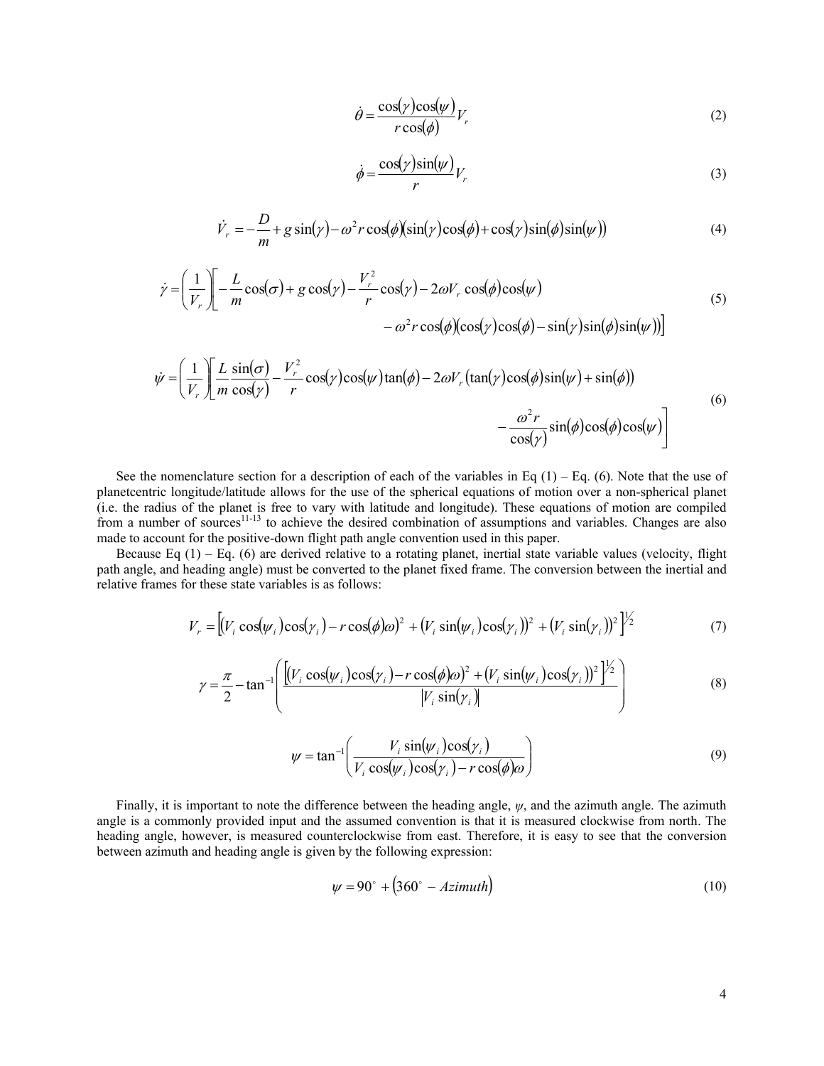$$\dot{\theta} = \frac{\cos(\gamma)\cos(\psi)}{r\cos(\phi)} V_r \tag{2}$$

$$\dot{\phi} = \frac{\cos(\gamma)\sin(\psi)}{r} V_r \tag{3}$$

$$\dot{V}_r = -\frac{D}{m} + g\sin(\gamma) - \omega^2 r\cos(\phi)(\sin(\gamma)\cos(\phi) + \cos(\gamma)\sin(\phi)\sin(\psi)) \tag{4}$$

$$\dot{\gamma} = \left(\frac{1}{V_r}\right)\left[-\frac{L}{m}\cos(\sigma) + g\cos(\gamma) - \frac{V_r^2}{r}\cos(\gamma) - 2\omega V_r\cos(\phi)\cos(\psi) - \omega^2 r\cos(\phi)(\cos(\gamma)\cos(\phi) - \sin(\gamma)\sin(\phi)\sin(\psi))\right] \tag{5}$$

$$\dot{\psi} = \left(\frac{1}{V_r}\right)\left[\frac{L}{m}\frac{\sin(\sigma)}{\cos(\gamma)} - \frac{V_r^2}{r}\cos(\gamma)\cos(\psi)\tan(\phi) - 2\omega V_r(\tan(\gamma)\cos(\phi)\sin(\psi) + \sin(\phi)) - \frac{\omega^2 r}{\cos(\gamma)}\sin(\phi)\cos(\phi)\cos(\psi)\right] \tag{6}$$

See the nomenclature section for a description of each of the variables in Eq (1) – Eq. (6). Note that the use of planetcentric longitude/latitude allows for the use of the spherical equations of motion over a non-spherical planet (i.e. the radius of the planet is free to vary with latitude and longitude). These equations of motion are compiled from a number of sources[11-13] to achieve the desired combination of assumptions and variables. Changes are also made to account for the positive-down flight path angle convention used in this paper.

Because Eq (1) – Eq. (6) are derived relative to a rotating planet, inertial state variable values (velocity, flight path angle, and heading angle) must be converted to the planet fixed frame. The conversion between the inertial and relative frames for these state variables is as follows:

$$V_r = \left[(V_i\cos(\psi_i)\cos(\gamma_i) - r\cos(\phi)\omega)^2 + (V_i\sin(\psi_i)\cos(\gamma_i))^2 + (V_i\sin(\gamma_i))^2\right]^{1/2} \tag{7}$$

$$\gamma = \frac{\pi}{2} - \tan^{-1}\left(\frac{\left[(V_i\cos(\psi_i)\cos(\gamma_i) - r\cos(\phi)\omega)^2 + (V_i\sin(\psi_i)\cos(\gamma_i))^2\right]^{1/2}}{\left|V_i\sin(\gamma_i)\right|}\right) \tag{8}$$

$$\psi = \tan^{-1}\left(\frac{V_i\sin(\psi_i)\cos(\gamma_i)}{V_i\cos(\psi_i)\cos(\gamma_i) - r\cos(\phi)\omega}\right) \tag{9}$$

Finally, it is important to note the difference between the heading angle, $\psi$, and the azimuth angle. The azimuth angle is a commonly provided input and the assumed convention is that it is measured clockwise from north. The heading angle, however, is measured counterclockwise from east. Therefore, it is easy to see that the conversion between azimuth and heading angle is given by the following expression:

$$\psi = 90^\circ + (360^\circ - Azimuth) \tag{10}$$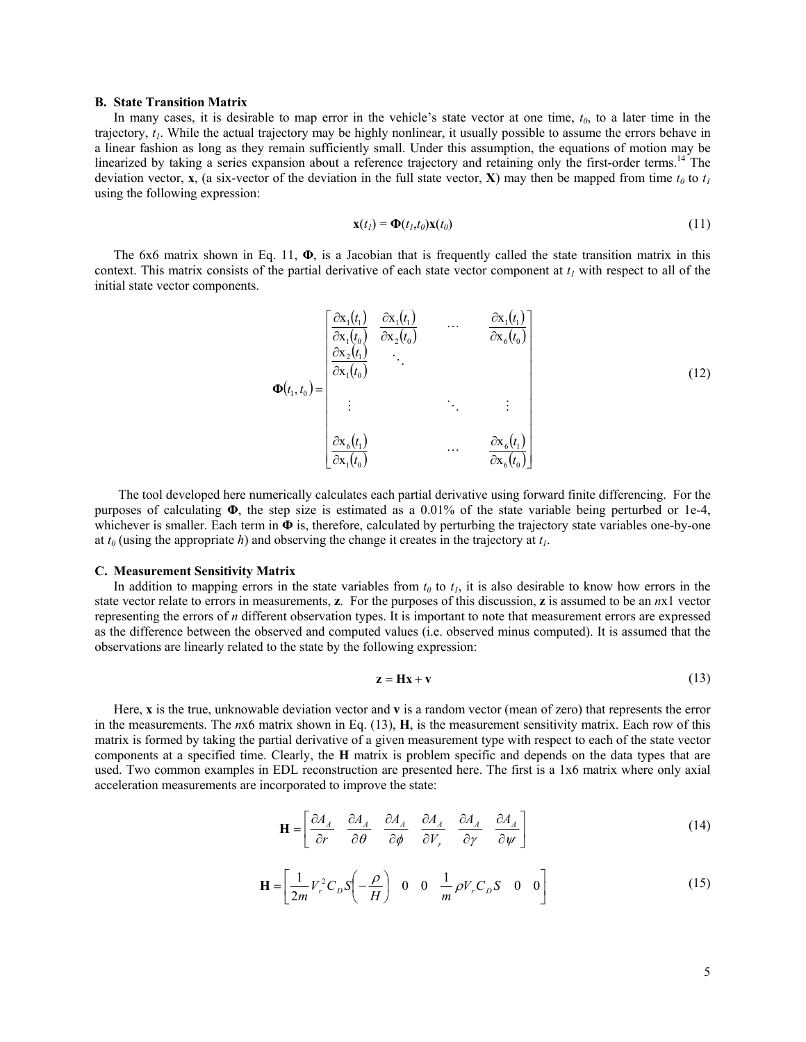### B. State Transition Matrix

In many cases, it is desirable to map error in the vehicle's state vector at one time, $t_0$, to a later time in the trajectory, $t_1$. While the actual trajectory may be highly nonlinear, it usually possible to assume the errors behave in a linear fashion as long as they remain sufficiently small. Under this assumption, the equations of motion may be linearized by taking a series expansion about a reference trajectory and retaining only the first-order terms.[14] The deviation vector, **x**, (a six-vector of the deviation in the full state vector, **X**) may then be mapped from time $t_0$ to $t_1$ using the following expression:

$$\mathbf{x}(t_1) = \mathbf{\Phi}(t_1,t_0)\mathbf{x}(t_0) \tag{11}$$

The 6x6 matrix shown in Eq. 11, **Φ**, is a Jacobian that is frequently called the state transition matrix in this context. This matrix consists of the partial derivative of each state vector component at $t_1$ with respect to all of the initial state vector components.

$$\mathbf{\Phi}(t_1,t_0) = \begin{bmatrix} \frac{\partial \mathrm{x}_1(t_1)}{\partial \mathrm{x}_1(t_0)} & \frac{\partial \mathrm{x}_1(t_1)}{\partial \mathrm{x}_2(t_0)} & \cdots & \frac{\partial \mathrm{x}_1(t_1)}{\partial \mathrm{x}_6(t_0)} \\ \frac{\partial \mathrm{x}_2(t_1)}{\partial \mathrm{x}_1(t_0)} & \ddots & & \\ \vdots & & \ddots & \vdots \\ \frac{\partial \mathrm{x}_6(t_1)}{\partial \mathrm{x}_1(t_0)} & & \cdots & \frac{\partial \mathrm{x}_6(t_1)}{\partial \mathrm{x}_6(t_0)} \end{bmatrix} \tag{12}$$

The tool developed here numerically calculates each partial derivative using forward finite differencing. For the purposes of calculating **Φ**, the step size is estimated as a 0.01% of the state variable being perturbed or 1e-4, whichever is smaller. Each term in **Φ** is, therefore, calculated by perturbing the trajectory state variables one-by-one at $t_0$ (using the appropriate $h$) and observing the change it creates in the trajectory at $t_1$.

### C. Measurement Sensitivity Matrix

In addition to mapping errors in the state variables from $t_0$ to $t_1$, it is also desirable to know how errors in the state vector relate to errors in measurements, **z**. For the purposes of this discussion, **z** is assumed to be an $n$x1 vector representing the errors of $n$ different observation types. It is important to note that measurement errors are expressed as the difference between the observed and computed values (i.e. observed minus computed). It is assumed that the observations are linearly related to the state by the following expression:

$$\mathbf{z} = \mathbf{H}\mathbf{x} + \mathbf{v} \tag{13}$$

Here, **x** is the true, unknowable deviation vector and **v** is a random vector (mean of zero) that represents the error in the measurements. The $n$x6 matrix shown in Eq. (13), **H**, is the measurement sensitivity matrix. Each row of this matrix is formed by taking the partial derivative of a given measurement type with respect to each of the state vector components at a specified time. Clearly, the **H** matrix is problem specific and depends on the data types that are used. Two common examples in EDL reconstruction are presented here. The first is a 1x6 matrix where only axial acceleration measurements are incorporated to improve the state:

$$\mathbf{H} = \begin{bmatrix} \frac{\partial A_A}{\partial r} & \frac{\partial A_A}{\partial \theta} & \frac{\partial A_A}{\partial \phi} & \frac{\partial A_A}{\partial V_r} & \frac{\partial A_A}{\partial \gamma} & \frac{\partial A_A}{\partial \psi} \end{bmatrix} \tag{14}$$

$$\mathbf{H} = \begin{bmatrix} \frac{1}{2m} V_r^2 C_D S \left( -\frac{\rho}{H} \right) & 0 & 0 & \frac{1}{m} \rho V_r C_D S & 0 & 0 \end{bmatrix} \tag{15}$$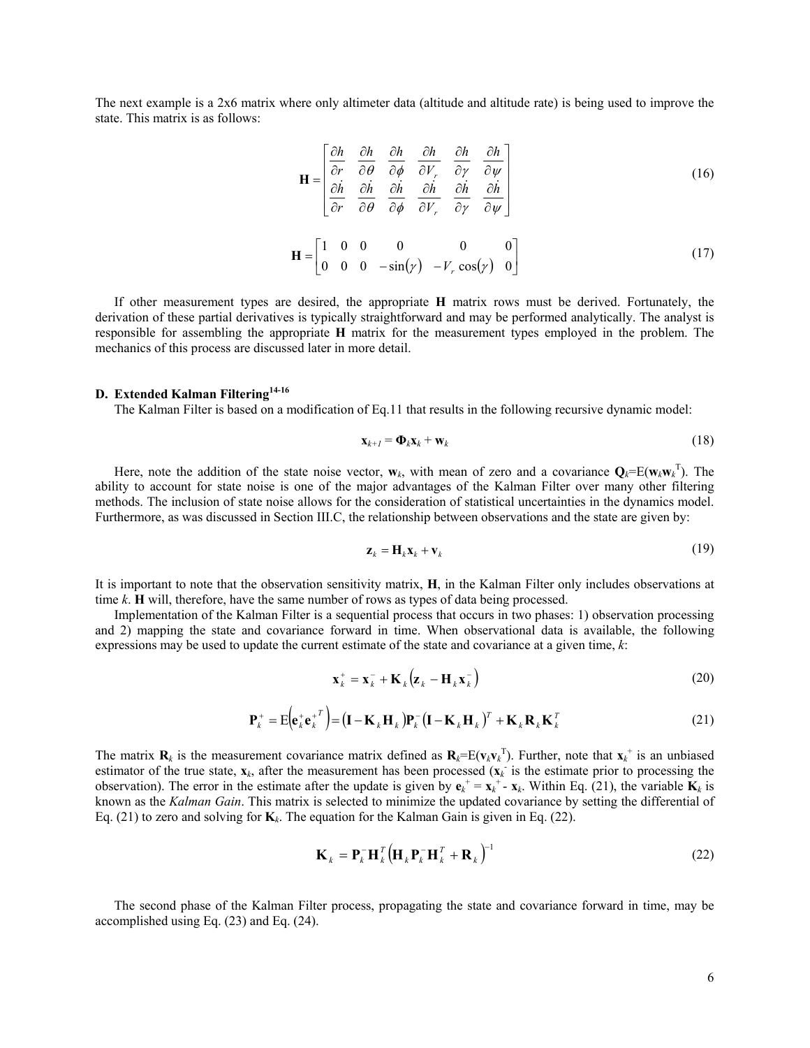The next example is a 2x6 matrix where only altimeter data (altitude and altitude rate) is being used to improve the state. This matrix is as follows:

$$
\mathbf{H} = \begin{bmatrix} \frac{\partial h}{\partial r} & \frac{\partial h}{\partial \theta} & \frac{\partial h}{\partial \phi} & \frac{\partial h}{\partial V_r} & \frac{\partial h}{\partial \gamma} & \frac{\partial h}{\partial \psi} \\ \frac{\partial \dot{h}}{\partial r} & \frac{\partial \dot{h}}{\partial \theta} & \frac{\partial \dot{h}}{\partial \phi} & \frac{\partial \dot{h}}{\partial V_r} & \frac{\partial \dot{h}}{\partial \gamma} & \frac{\partial \dot{h}}{\partial \psi} \end{bmatrix} \tag{16}
$$

$$
\mathbf{H} = \begin{bmatrix} 1 & 0 & 0 & 0 & 0 & 0 \\ 0 & 0 & 0 & -\sin(\gamma) & -V_r \cos(\gamma) & 0 \end{bmatrix} \tag{17}
$$

If other measurement types are desired, the appropriate **H** matrix rows must be derived. Fortunately, the derivation of these partial derivatives is typically straightforward and may be performed analytically. The analyst is responsible for assembling the appropriate **H** matrix for the measurement types employed in the problem. The mechanics of this process are discussed later in more detail.

### D. Extended Kalman Filtering[14-16]

The Kalman Filter is based on a modification of Eq.11 that results in the following recursive dynamic model:

$$
\mathbf{x}_{k+1} = \mathbf{\Phi}_k \mathbf{x}_k + \mathbf{w}_k \tag{18}
$$

Here, note the addition of the state noise vector, $\mathbf{w}_k$, with mean of zero and a covariance $\mathbf{Q}_k = \mathrm{E}(\mathbf{w}_k \mathbf{w}_k^T)$. The ability to account for state noise is one of the major advantages of the Kalman Filter over many other filtering methods. The inclusion of state noise allows for the consideration of statistical uncertainties in the dynamics model. Furthermore, as was discussed in Section III.C, the relationship between observations and the state are given by:

$$
\mathbf{z}_k = \mathbf{H}_k \mathbf{x}_k + \mathbf{v}_k \tag{19}
$$

It is important to note that the observation sensitivity matrix, **H**, in the Kalman Filter only includes observations at time *k*. **H** will, therefore, have the same number of rows as types of data being processed.

Implementation of the Kalman Filter is a sequential process that occurs in two phases: 1) observation processing and 2) mapping the state and covariance forward in time. When observational data is available, the following expressions may be used to update the current estimate of the state and covariance at a given time, *k*:

$$
\mathbf{x}_k^+ = \mathbf{x}_k^- + \mathbf{K}_k \left( \mathbf{z}_k - \mathbf{H}_k \mathbf{x}_k^- \right) \tag{20}
$$

$$
\mathbf{P}_k^+ = \mathrm{E}\left( \mathbf{e}_k^+ \mathbf{e}_k^{+T} \right) = \left( \mathbf{I} - \mathbf{K}_k \mathbf{H}_k \right) \mathbf{P}_k^- \left( \mathbf{I} - \mathbf{K}_k \mathbf{H}_k \right)^T + \mathbf{K}_k \mathbf{R}_k \mathbf{K}_k^T \tag{21}
$$

The matrix $\mathbf{R}_k$ is the measurement covariance matrix defined as $\mathbf{R}_k = \mathrm{E}(\mathbf{v}_k \mathbf{v}_k^T)$. Further, note that $\mathbf{x}_k^+$ is an unbiased estimator of the true state, $\mathbf{x}_k$, after the measurement has been processed ($\mathbf{x}_k^-$ is the estimate prior to processing the observation). The error in the estimate after the update is given by $\mathbf{e}_k^+ = \mathbf{x}_k^+ - \mathbf{x}_k$. Within Eq. (21), the variable $\mathbf{K}_k$ is known as the *Kalman Gain*. This matrix is selected to minimize the updated covariance by setting the differential of Eq. (21) to zero and solving for $\mathbf{K}_k$. The equation for the Kalman Gain is given in Eq. (22).

$$
\mathbf{K}_k = \mathbf{P}_k^- \mathbf{H}_k^T \left( \mathbf{H}_k \mathbf{P}_k^- \mathbf{H}_k^T + \mathbf{R}_k \right)^{-1} \tag{22}
$$

The second phase of the Kalman Filter process, propagating the state and covariance forward in time, may be accomplished using Eq. (23) and Eq. (24).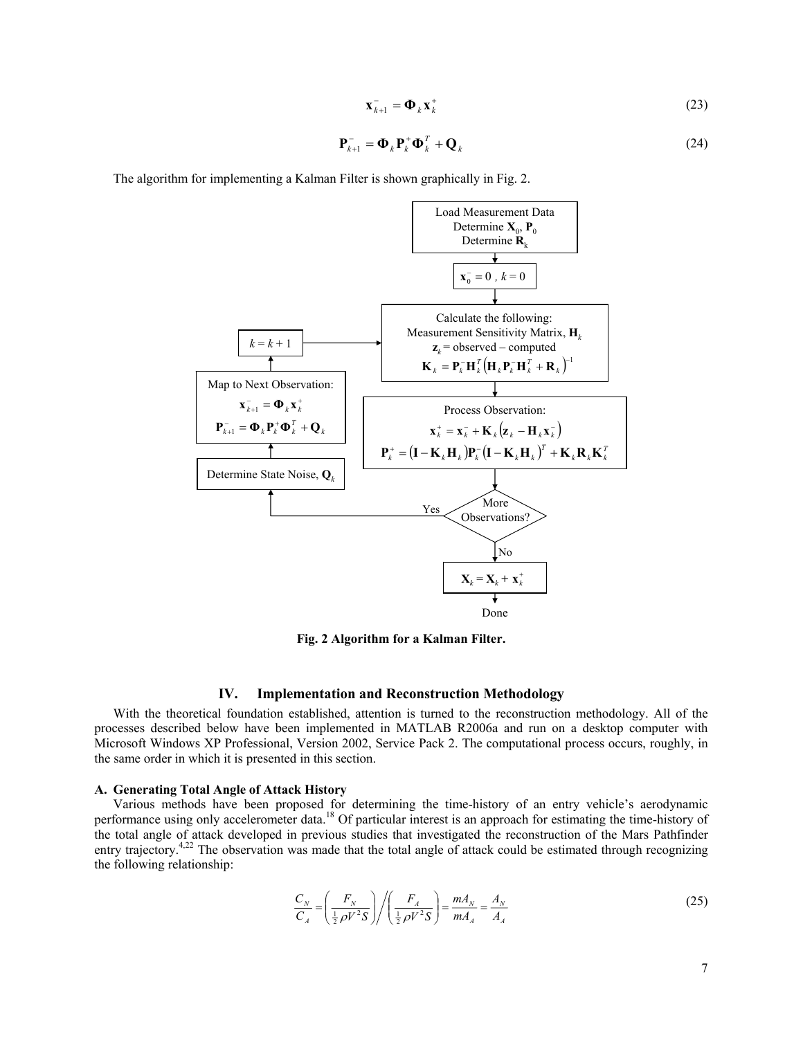$$\mathbf{x}_{k+1}^{-} = \mathbf{\Phi}_k \mathbf{x}_k^{+} \tag{23}$$

$$\mathbf{P}_{k+1}^{-} = \mathbf{\Phi}_k \mathbf{P}_k^{+} \mathbf{\Phi}_k^T + \mathbf{Q}_k \tag{24}$$

The algorithm for implementing a Kalman Filter is shown graphically in Fig. 2.

Load Measurement Data
Determine $\mathbf{X}_0$, $\mathbf{P}_0$
Determine $\mathbf{R}_k$

$\mathbf{x}_0^- = 0$ , $k = 0$

Calculate the following:
Measurement Sensitivity Matrix, $\mathbf{H}_k$
$\mathbf{z}_k$ = observed – computed
$\mathbf{K}_k = \mathbf{P}_k^- \mathbf{H}_k^T \left( \mathbf{H}_k \mathbf{P}_k^- \mathbf{H}_k^T + \mathbf{R}_k \right)^{-1}$

Process Observation:
$\mathbf{x}_k^+ = \mathbf{x}_k^- + \mathbf{K}_k \left( \mathbf{z}_k - \mathbf{H}_k \mathbf{x}_k^- \right)$
$\mathbf{P}_k^+ = \left( \mathbf{I} - \mathbf{K}_k \mathbf{H}_k \right) \mathbf{P}_k^- \left( \mathbf{I} - \mathbf{K}_k \mathbf{H}_k \right)^T + \mathbf{K}_k \mathbf{R}_k \mathbf{K}_k^T$

More Observations?

Yes → Determine State Noise, $\mathbf{Q}_k$ → Map to Next Observation: $\mathbf{x}_{k+1}^- = \mathbf{\Phi}_k \mathbf{x}_k^+$, $\mathbf{P}_{k+1}^- = \mathbf{\Phi}_k \mathbf{P}_k^+ \mathbf{\Phi}_k^T + \mathbf{Q}_k$ → $k = k + 1$

No → $\mathbf{X}_k = \mathbf{X}_k + \mathbf{x}_k^+$ → Done

**Fig. 2 Algorithm for a Kalman Filter.**

## IV. Implementation and Reconstruction Methodology

With the theoretical foundation established, attention is turned to the reconstruction methodology. All of the processes described below have been implemented in MATLAB R2006a and run on a desktop computer with Microsoft Windows XP Professional, Version 2002, Service Pack 2. The computational process occurs, roughly, in the same order in which it is presented in this section.

### A. Generating Total Angle of Attack History

Various methods have been proposed for determining the time-history of an entry vehicle's aerodynamic performance using only accelerometer data.[18] Of particular interest is an approach for estimating the time-history of the total angle of attack developed in previous studies that investigated the reconstruction of the Mars Pathfinder entry trajectory.[4,22] The observation was made that the total angle of attack could be estimated through recognizing the following relationship:

$$\frac{C_N}{C_A} = \left( \frac{F_N}{\frac{1}{2}\rho V^2 S} \right) \Bigg/ \left( \frac{F_A}{\frac{1}{2}\rho V^2 S} \right) = \frac{mA_N}{mA_A} = \frac{A_N}{A_A} \tag{25}$$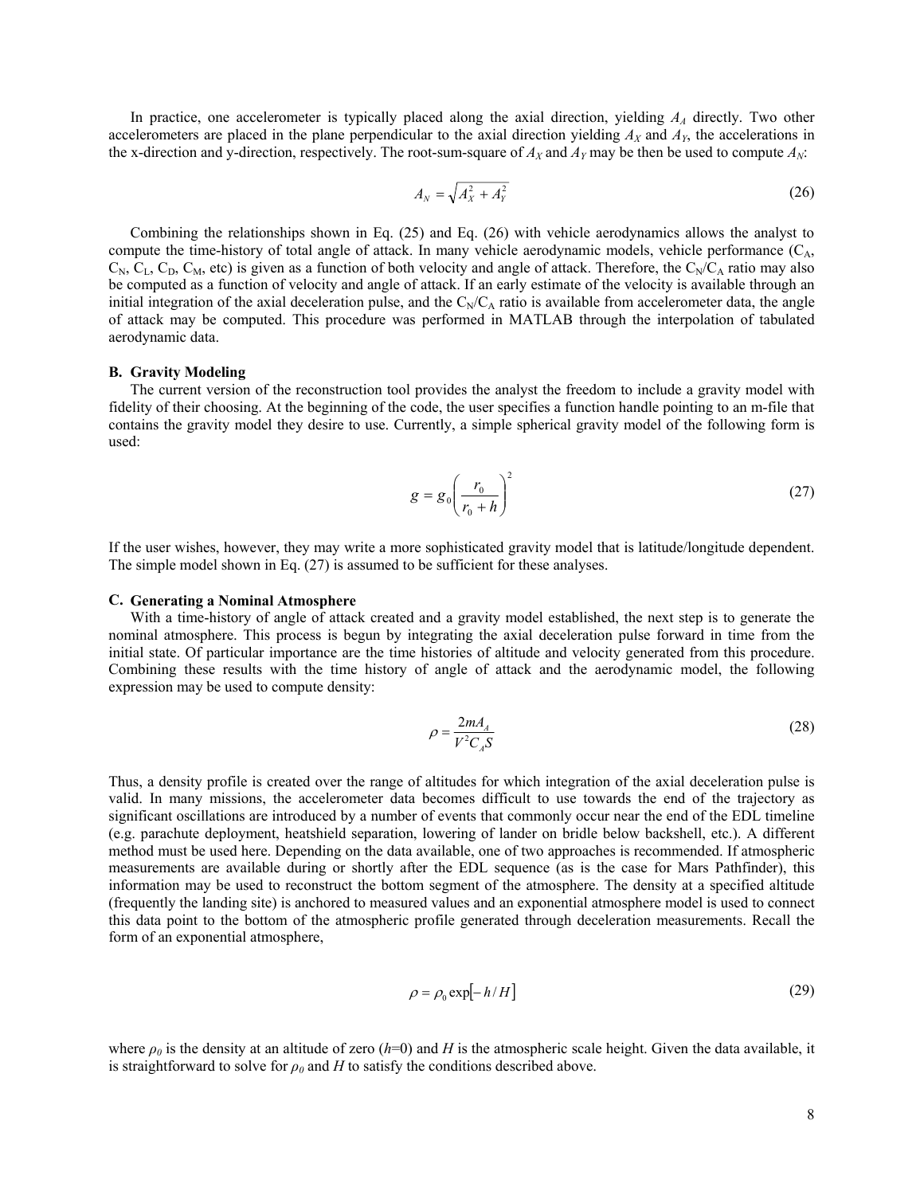In practice, one accelerometer is typically placed along the axial direction, yielding $A_A$ directly. Two other accelerometers are placed in the plane perpendicular to the axial direction yielding $A_X$ and $A_Y$, the accelerations in the x-direction and y-direction, respectively. The root-sum-square of $A_X$ and $A_Y$ may be then be used to compute $A_N$:

$$A_N = \sqrt{A_X^2 + A_Y^2} \tag{26}$$

Combining the relationships shown in Eq. (25) and Eq. (26) with vehicle aerodynamics allows the analyst to compute the time-history of total angle of attack. In many vehicle aerodynamic models, vehicle performance ($C_A$, $C_N$, $C_L$, $C_D$, $C_M$, etc) is given as a function of both velocity and angle of attack. Therefore, the $C_N/C_A$ ratio may also be computed as a function of velocity and angle of attack. If an early estimate of the velocity is available through an initial integration of the axial deceleration pulse, and the $C_N/C_A$ ratio is available from accelerometer data, the angle of attack may be computed. This procedure was performed in MATLAB through the interpolation of tabulated aerodynamic data.

### B. Gravity Modeling

The current version of the reconstruction tool provides the analyst the freedom to include a gravity model with fidelity of their choosing. At the beginning of the code, the user specifies a function handle pointing to an m-file that contains the gravity model they desire to use. Currently, a simple spherical gravity model of the following form is used:

$$g = g_0 \left( \frac{r_0}{r_0 + h} \right)^2 \tag{27}$$

If the user wishes, however, they may write a more sophisticated gravity model that is latitude/longitude dependent. The simple model shown in Eq. (27) is assumed to be sufficient for these analyses.

### C. Generating a Nominal Atmosphere

With a time-history of angle of attack created and a gravity model established, the next step is to generate the nominal atmosphere. This process is begun by integrating the axial deceleration pulse forward in time from the initial state. Of particular importance are the time histories of altitude and velocity generated from this procedure. Combining these results with the time history of angle of attack and the aerodynamic model, the following expression may be used to compute density:

$$\rho = \frac{2mA_A}{V^2 C_A S} \tag{28}$$

Thus, a density profile is created over the range of altitudes for which integration of the axial deceleration pulse is valid. In many missions, the accelerometer data becomes difficult to use towards the end of the trajectory as significant oscillations are introduced by a number of events that commonly occur near the end of the EDL timeline (e.g. parachute deployment, heatshield separation, lowering of lander on bridle below backshell, etc.). A different method must be used here. Depending on the data available, one of two approaches is recommended. If atmospheric measurements are available during or shortly after the EDL sequence (as is the case for Mars Pathfinder), this information may be used to reconstruct the bottom segment of the atmosphere. The density at a specified altitude (frequently the landing site) is anchored to measured values and an exponential atmosphere model is used to connect this data point to the bottom of the atmospheric profile generated through deceleration measurements. Recall the form of an exponential atmosphere,

$$\rho = \rho_0 \exp\left[ -h / H \right] \tag{29}$$

where $\rho_0$ is the density at an altitude of zero ($h$=0) and $H$ is the atmospheric scale height. Given the data available, it is straightforward to solve for $\rho_0$ and $H$ to satisfy the conditions described above.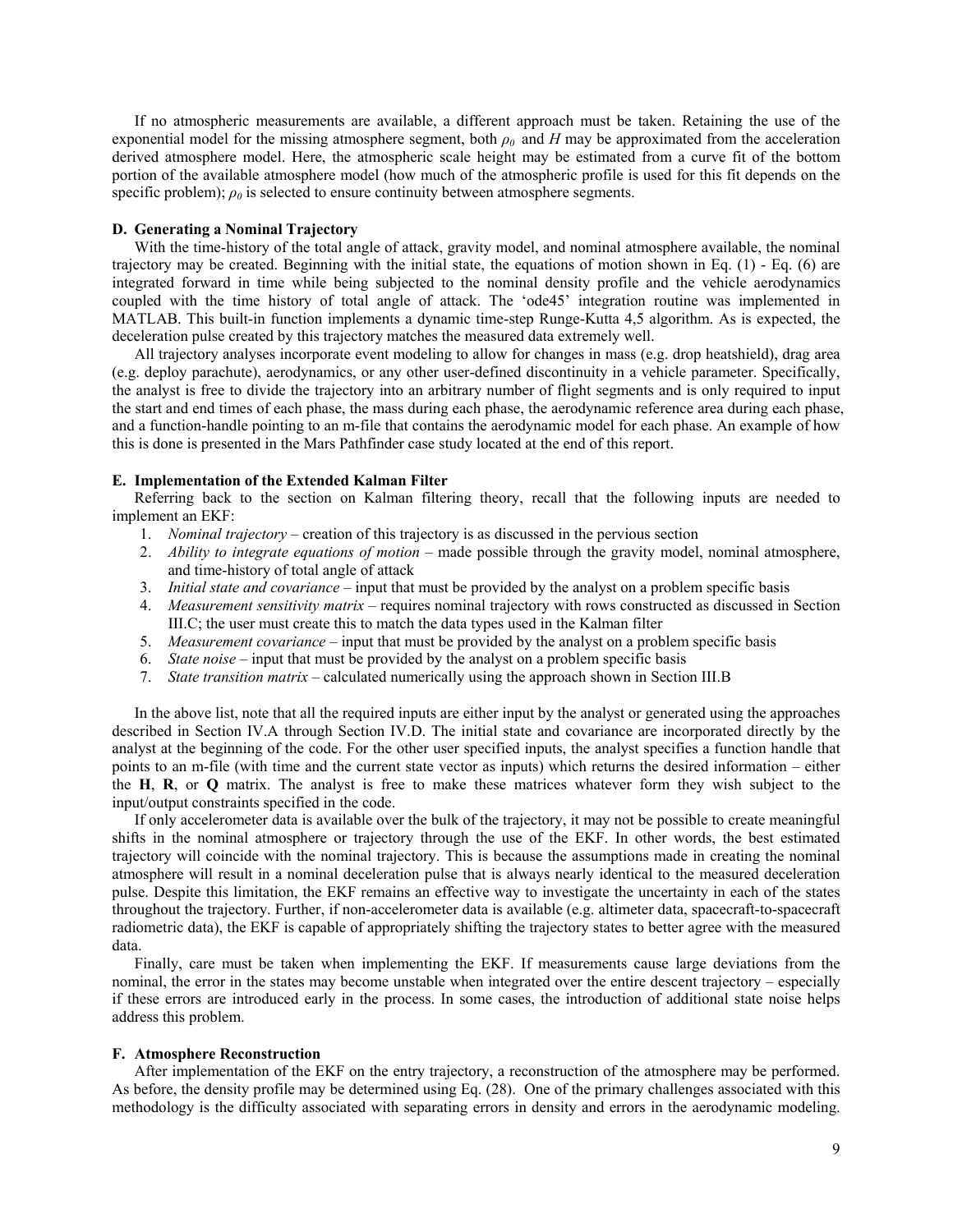If no atmospheric measurements are available, a different approach must be taken. Retaining the use of the exponential model for the missing atmosphere segment, both $\rho_0$ and $H$ may be approximated from the acceleration derived atmosphere model. Here, the atmospheric scale height may be estimated from a curve fit of the bottom portion of the available atmosphere model (how much of the atmospheric profile is used for this fit depends on the specific problem); $\rho_0$ is selected to ensure continuity between atmosphere segments.

### D. Generating a Nominal Trajectory

With the time-history of the total angle of attack, gravity model, and nominal atmosphere available, the nominal trajectory may be created. Beginning with the initial state, the equations of motion shown in Eq. (1) - Eq. (6) are integrated forward in time while being subjected to the nominal density profile and the vehicle aerodynamics coupled with the time history of total angle of attack. The 'ode45' integration routine was implemented in MATLAB. This built-in function implements a dynamic time-step Runge-Kutta 4,5 algorithm. As is expected, the deceleration pulse created by this trajectory matches the measured data extremely well.

All trajectory analyses incorporate event modeling to allow for changes in mass (e.g. drop heatshield), drag area (e.g. deploy parachute), aerodynamics, or any other user-defined discontinuity in a vehicle parameter. Specifically, the analyst is free to divide the trajectory into an arbitrary number of flight segments and is only required to input the start and end times of each phase, the mass during each phase, the aerodynamic reference area during each phase, and a function-handle pointing to an m-file that contains the aerodynamic model for each phase. An example of how this is done is presented in the Mars Pathfinder case study located at the end of this report.

### E. Implementation of the Extended Kalman Filter

Referring back to the section on Kalman filtering theory, recall that the following inputs are needed to implement an EKF:

1. *Nominal trajectory* – creation of this trajectory is as discussed in the pervious section
2. *Ability to integrate equations of motion* – made possible through the gravity model, nominal atmosphere, and time-history of total angle of attack
3. *Initial state and covariance* – input that must be provided by the analyst on a problem specific basis
4. *Measurement sensitivity matrix* – requires nominal trajectory with rows constructed as discussed in Section III.C; the user must create this to match the data types used in the Kalman filter
5. *Measurement covariance* – input that must be provided by the analyst on a problem specific basis
6. *State noise* – input that must be provided by the analyst on a problem specific basis
7. *State transition matrix* – calculated numerically using the approach shown in Section III.B

In the above list, note that all the required inputs are either input by the analyst or generated using the approaches described in Section IV.A through Section IV.D. The initial state and covariance are incorporated directly by the analyst at the beginning of the code. For the other user specified inputs, the analyst specifies a function handle that points to an m-file (with time and the current state vector as inputs) which returns the desired information – either the **H**, **R**, or **Q** matrix. The analyst is free to make these matrices whatever form they wish subject to the input/output constraints specified in the code.

If only accelerometer data is available over the bulk of the trajectory, it may not be possible to create meaningful shifts in the nominal atmosphere or trajectory through the use of the EKF. In other words, the best estimated trajectory will coincide with the nominal trajectory. This is because the assumptions made in creating the nominal atmosphere will result in a nominal deceleration pulse that is always nearly identical to the measured deceleration pulse. Despite this limitation, the EKF remains an effective way to investigate the uncertainty in each of the states throughout the trajectory. Further, if non-accelerometer data is available (e.g. altimeter data, spacecraft-to-spacecraft radiometric data), the EKF is capable of appropriately shifting the trajectory states to better agree with the measured data.

Finally, care must be taken when implementing the EKF. If measurements cause large deviations from the nominal, the error in the states may become unstable when integrated over the entire descent trajectory – especially if these errors are introduced early in the process. In some cases, the introduction of additional state noise helps address this problem.

### F. Atmosphere Reconstruction

After implementation of the EKF on the entry trajectory, a reconstruction of the atmosphere may be performed. As before, the density profile may be determined using Eq. (28). One of the primary challenges associated with this methodology is the difficulty associated with separating errors in density and errors in the aerodynamic modeling.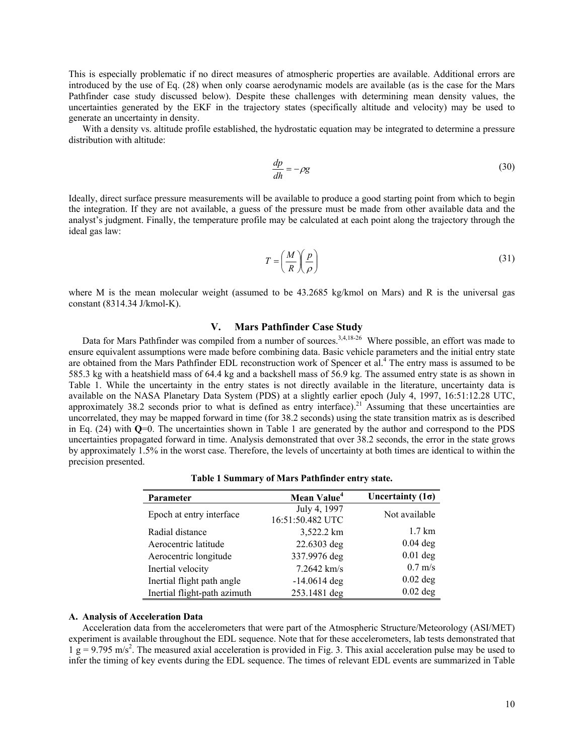This is especially problematic if no direct measures of atmospheric properties are available. Additional errors are introduced by the use of Eq. (28) when only coarse aerodynamic models are available (as is the case for the Mars Pathfinder case study discussed below). Despite these challenges with determining mean density values, the uncertainties generated by the EKF in the trajectory states (specifically altitude and velocity) may be used to generate an uncertainty in density.

With a density vs. altitude profile established, the hydrostatic equation may be integrated to determine a pressure distribution with altitude:

$$\frac{dp}{dh} = -\rho g \tag{30}$$

Ideally, direct surface pressure measurements will be available to produce a good starting point from which to begin the integration. If they are not available, a guess of the pressure must be made from other available data and the analyst's judgment. Finally, the temperature profile may be calculated at each point along the trajectory through the ideal gas law:

$$T = \left(\frac{M}{R}\right)\left(\frac{p}{\rho}\right) \tag{31}$$

where M is the mean molecular weight (assumed to be 43.2685 kg/kmol on Mars) and R is the universal gas constant (8314.34 J/kmol-K).

## V. Mars Pathfinder Case Study

Data for Mars Pathfinder was compiled from a number of sources.[3,4,18-26] Where possible, an effort was made to ensure equivalent assumptions were made before combining data. Basic vehicle parameters and the initial entry state are obtained from the Mars Pathfinder EDL reconstruction work of Spencer et al.[4] The entry mass is assumed to be 585.3 kg with a heatshield mass of 64.4 kg and a backshell mass of 56.9 kg. The assumed entry state is as shown in Table 1. While the uncertainty in the entry states is not directly available in the literature, uncertainty data is available on the NASA Planetary Data System (PDS) at a slightly earlier epoch (July 4, 1997, 16:51:12.28 UTC, approximately 38.2 seconds prior to what is defined as entry interface).[21] Assuming that these uncertainties are uncorrelated, they may be mapped forward in time (for 38.2 seconds) using the state transition matrix as is described in Eq. (24) with **Q**=0. The uncertainties shown in Table 1 are generated by the author and correspond to the PDS uncertainties propagated forward in time. Analysis demonstrated that over 38.2 seconds, the error in the state grows by approximately 1.5% in the worst case. Therefore, the levels of uncertainty at both times are identical to within the precision presented.

**Table 1 Summary of Mars Pathfinder entry state.**

| Parameter | Mean Value[4] | Uncertainty (1σ) |
|---|---|---|
| Epoch at entry interface | July 4, 1997 16:51:50.482 UTC | Not available |
| Radial distance | 3,522.2 km | 1.7 km |
| Aerocentric latitude | 22.6303 deg | 0.04 deg |
| Aerocentric longitude | 337.9976 deg | 0.01 deg |
| Inertial velocity | 7.2642 km/s | 0.7 m/s |
| Inertial flight path angle | -14.0614 deg | 0.02 deg |
| Inertial flight-path azimuth | 253.1481 deg | 0.02 deg |

### A. Analysis of Acceleration Data

Acceleration data from the accelerometers that were part of the Atmospheric Structure/Meteorology (ASI/MET) experiment is available throughout the EDL sequence. Note that for these accelerometers, lab tests demonstrated that 1 g = 9.795 m/s$^2$. The measured axial acceleration is provided in Fig. 3. This axial acceleration pulse may be used to infer the timing of key events during the EDL sequence. The times of relevant EDL events are summarized in Table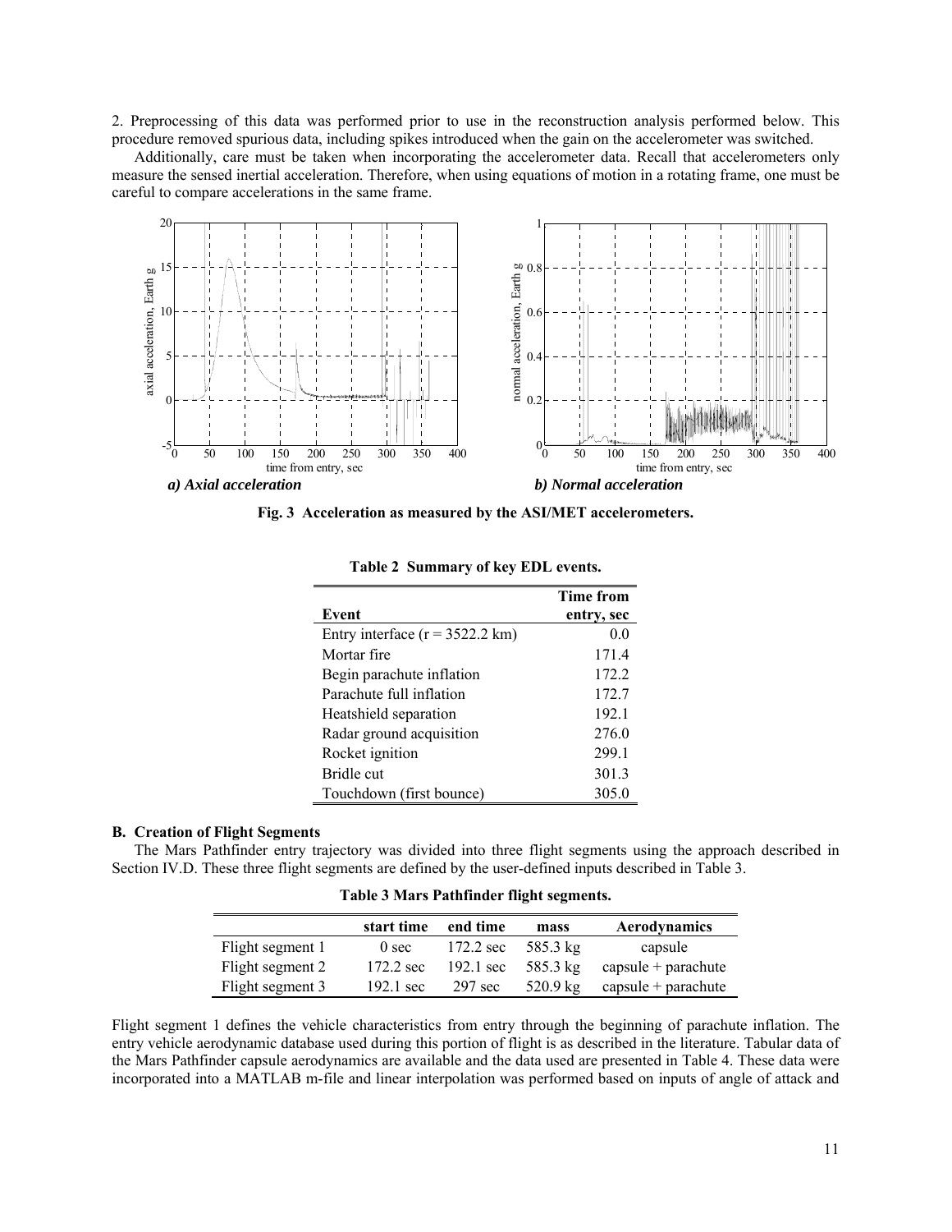2. Preprocessing of this data was performed prior to use in the reconstruction analysis performed below. This procedure removed spurious data, including spikes introduced when the gain on the accelerometer was switched.

Additionally, care must be taken when incorporating the accelerometer data. Recall that accelerometers only measure the sensed inertial acceleration. Therefore, when using equations of motion in a rotating frame, one must be careful to compare accelerations in the same frame.

*a) Axial acceleration* *b) Normal acceleration*

**Fig. 3 Acceleration as measured by the ASI/MET accelerometers.**

**Table 2 Summary of key EDL events.**

| Event | Time from entry, sec |
|---|---|
| Entry interface (r = 3522.2 km) | 0.0 |
| Mortar fire | 171.4 |
| Begin parachute inflation | 172.2 |
| Parachute full inflation | 172.7 |
| Heatshield separation | 192.1 |
| Radar ground acquisition | 276.0 |
| Rocket ignition | 299.1 |
| Bridle cut | 301.3 |
| Touchdown (first bounce) | 305.0 |

### B. Creation of Flight Segments

The Mars Pathfinder entry trajectory was divided into three flight segments using the approach described in Section IV.D. These three flight segments are defined by the user-defined inputs described in Table 3.

**Table 3 Mars Pathfinder flight segments.**

| | start time | end time | mass | Aerodynamics |
|---|---|---|---|---|
| Flight segment 1 | 0 sec | 172.2 sec | 585.3 kg | capsule |
| Flight segment 2 | 172.2 sec | 192.1 sec | 585.3 kg | capsule + parachute |
| Flight segment 3 | 192.1 sec | 297 sec | 520.9 kg | capsule + parachute |

Flight segment 1 defines the vehicle characteristics from entry through the beginning of parachute inflation. The entry vehicle aerodynamic database used during this portion of flight is as described in the literature. Tabular data of the Mars Pathfinder capsule aerodynamics are available and the data used are presented in Table 4. These data were incorporated into a MATLAB m-file and linear interpolation was performed based on inputs of angle of attack and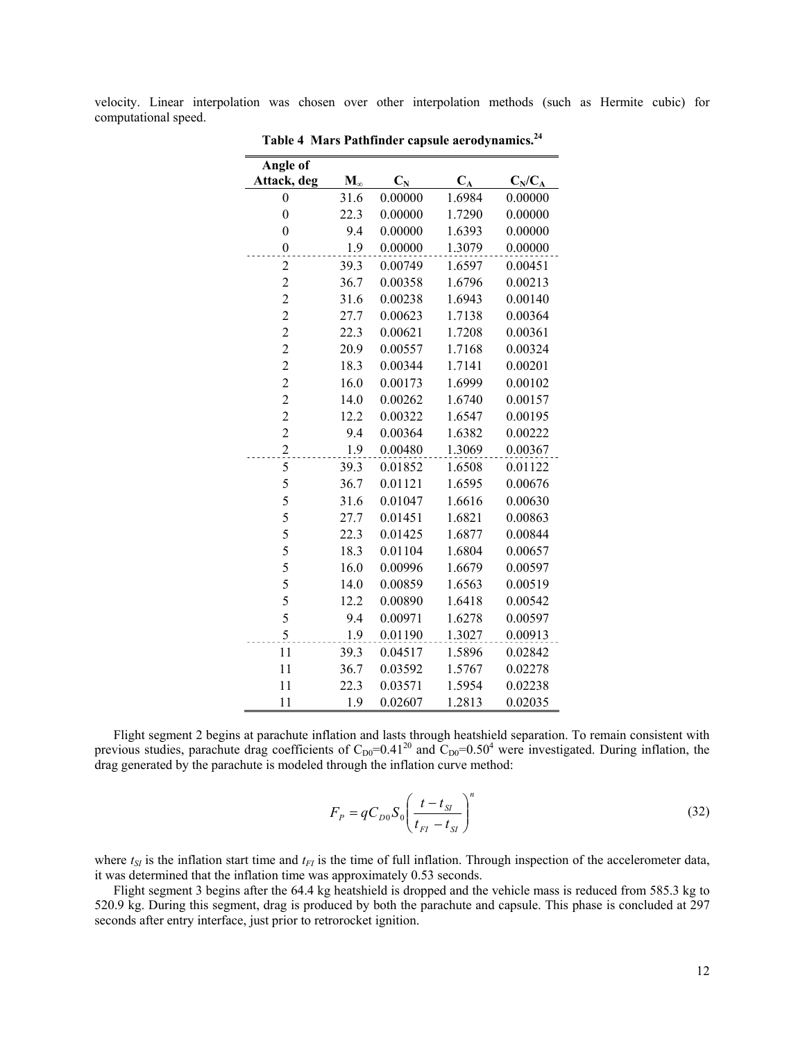velocity. Linear interpolation was chosen over other interpolation methods (such as Hermite cubic) for computational speed.

**Table 4 Mars Pathfinder capsule aerodynamics.[24]**

| Angle of Attack, deg | $M_\infty$ | $C_N$ | $C_A$ | $C_N/C_A$ |
|---|---|---|---|---|
| 0 | 31.6 | 0.00000 | 1.6984 | 0.00000 |
| 0 | 22.3 | 0.00000 | 1.7290 | 0.00000 |
| 0 | 9.4 | 0.00000 | 1.6393 | 0.00000 |
| 0 | 1.9 | 0.00000 | 1.3079 | 0.00000 |
| 2 | 39.3 | 0.00749 | 1.6597 | 0.00451 |
| 2 | 36.7 | 0.00358 | 1.6796 | 0.00213 |
| 2 | 31.6 | 0.00238 | 1.6943 | 0.00140 |
| 2 | 27.7 | 0.00623 | 1.7138 | 0.00364 |
| 2 | 22.3 | 0.00621 | 1.7208 | 0.00361 |
| 2 | 20.9 | 0.00557 | 1.7168 | 0.00324 |
| 2 | 18.3 | 0.00344 | 1.7141 | 0.00201 |
| 2 | 16.0 | 0.00173 | 1.6999 | 0.00102 |
| 2 | 14.0 | 0.00262 | 1.6740 | 0.00157 |
| 2 | 12.2 | 0.00322 | 1.6547 | 0.00195 |
| 2 | 9.4 | 0.00364 | 1.6382 | 0.00222 |
| 2 | 1.9 | 0.00480 | 1.3069 | 0.00367 |
| 5 | 39.3 | 0.01852 | 1.6508 | 0.01122 |
| 5 | 36.7 | 0.01121 | 1.6595 | 0.00676 |
| 5 | 31.6 | 0.01047 | 1.6616 | 0.00630 |
| 5 | 27.7 | 0.01451 | 1.6821 | 0.00863 |
| 5 | 22.3 | 0.01425 | 1.6877 | 0.00844 |
| 5 | 18.3 | 0.01104 | 1.6804 | 0.00657 |
| 5 | 16.0 | 0.00996 | 1.6679 | 0.00597 |
| 5 | 14.0 | 0.00859 | 1.6563 | 0.00519 |
| 5 | 12.2 | 0.00890 | 1.6418 | 0.00542 |
| 5 | 9.4 | 0.00971 | 1.6278 | 0.00597 |
| 5 | 1.9 | 0.01190 | 1.3027 | 0.00913 |
| 11 | 39.3 | 0.04517 | 1.5896 | 0.02842 |
| 11 | 36.7 | 0.03592 | 1.5767 | 0.02278 |
| 11 | 22.3 | 0.03571 | 1.5954 | 0.02238 |
| 11 | 1.9 | 0.02607 | 1.2813 | 0.02035 |

Flight segment 2 begins at parachute inflation and lasts through heatshield separation. To remain consistent with previous studies, parachute drag coefficients of $C_{D0}$=0.41[20] and $C_{D0}$=0.50[4] were investigated. During inflation, the drag generated by the parachute is modeled through the inflation curve method:

$$F_P = qC_{D0}S_0\left(\frac{t - t_{SI}}{t_{FI} - t_{SI}}\right)^n \tag{32}$$

where $t_{SI}$ is the inflation start time and $t_{FI}$ is the time of full inflation. Through inspection of the accelerometer data, it was determined that the inflation time was approximately 0.53 seconds.

Flight segment 3 begins after the 64.4 kg heatshield is dropped and the vehicle mass is reduced from 585.3 kg to 520.9 kg. During this segment, drag is produced by both the parachute and capsule. This phase is concluded at 297 seconds after entry interface, just prior to retrorocket ignition.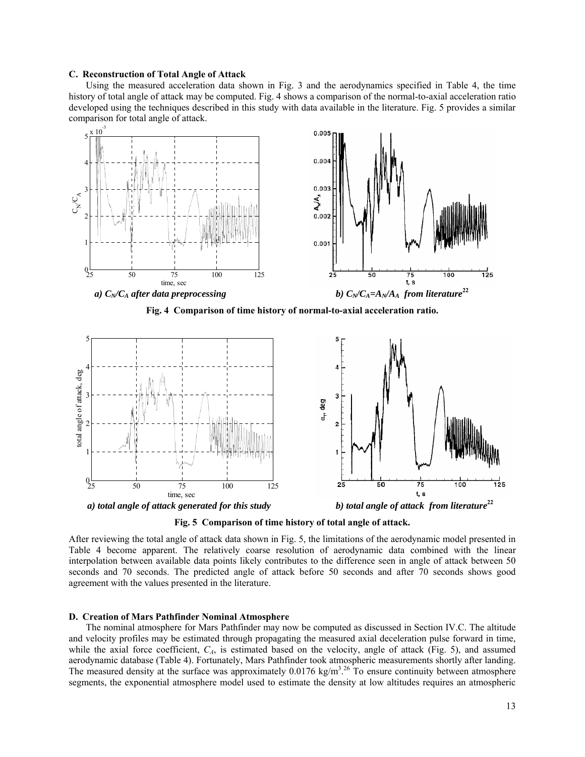### C. Reconstruction of Total Angle of Attack

Using the measured acceleration data shown in Fig. 3 and the aerodynamics specified in Table 4, the time history of total angle of attack may be computed. Fig. 4 shows a comparison of the normal-to-axial acceleration ratio developed using the techniques described in this study with data available in the literature. Fig. 5 provides a similar comparison for total angle of attack.

*a) $C_N/C_A$ after data preprocessing* *b) $C_N/C_A=A_N/A_A$ from literature[22]*

**Fig. 4 Comparison of time history of normal-to-axial acceleration ratio.**

*a) total angle of attack generated for this study* *b) total angle of attack from literature[22]*

**Fig. 5 Comparison of time history of total angle of attack.**

After reviewing the total angle of attack data shown in Fig. 5, the limitations of the aerodynamic model presented in Table 4 become apparent. The relatively coarse resolution of aerodynamic data combined with the linear interpolation between available data points likely contributes to the difference seen in angle of attack between 50 seconds and 70 seconds. The predicted angle of attack before 50 seconds and after 70 seconds shows good agreement with the values presented in the literature.

### D. Creation of Mars Pathfinder Nominal Atmosphere

The nominal atmosphere for Mars Pathfinder may now be computed as discussed in Section IV.C. The altitude and velocity profiles may be estimated through propagating the measured axial deceleration pulse forward in time, while the axial force coefficient, $C_A$, is estimated based on the velocity, angle of attack (Fig. 5), and assumed aerodynamic database (Table 4). Fortunately, Mars Pathfinder took atmospheric measurements shortly after landing. The measured density at the surface was approximately 0.0176 kg/m$^3$.[26] To ensure continuity between atmosphere segments, the exponential atmosphere model used to estimate the density at low altitudes requires an atmospheric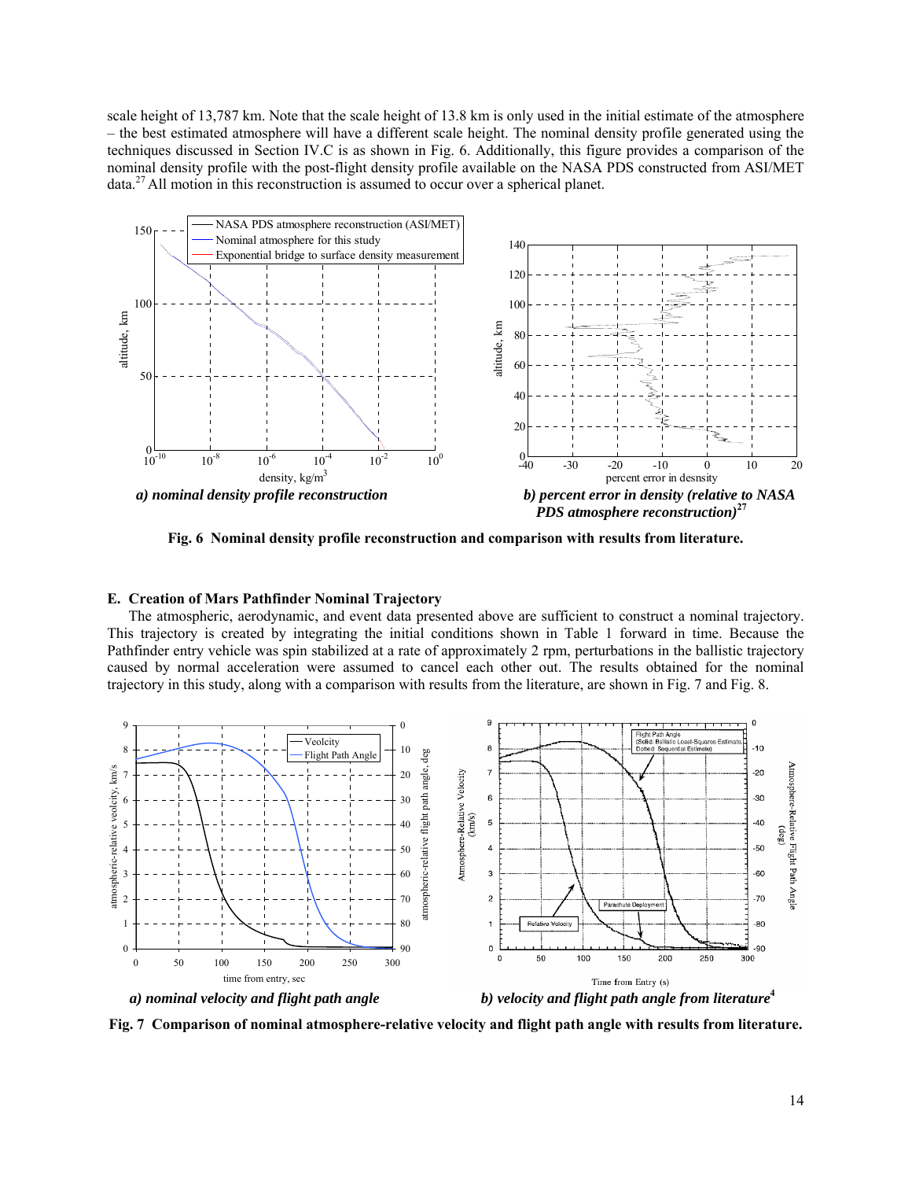scale height of 13,787 km. Note that the scale height of 13.8 km is only used in the initial estimate of the atmosphere – the best estimated atmosphere will have a different scale height. The nominal density profile generated using the techniques discussed in Section IV.C is as shown in Fig. 6. Additionally, this figure provides a comparison of the nominal density profile with the post-flight density profile available on the NASA PDS constructed from ASI/MET data.[27] All motion in this reconstruction is assumed to occur over a spherical planet.

*a) nominal density profile reconstruction*

*b) percent error in density (relative to NASA PDS atmosphere reconstruction)[27]*

**Fig. 6 Nominal density profile reconstruction and comparison with results from literature.**

### E. Creation of Mars Pathfinder Nominal Trajectory

The atmospheric, aerodynamic, and event data presented above are sufficient to construct a nominal trajectory. This trajectory is created by integrating the initial conditions shown in Table 1 forward in time. Because the Pathfinder entry vehicle was spin stabilized at a rate of approximately 2 rpm, perturbations in the ballistic trajectory caused by normal acceleration were assumed to cancel each other out. The results obtained for the nominal trajectory in this study, along with a comparison with results from the literature, are shown in Fig. 7 and Fig. 8.

*a) nominal velocity and flight path angle*

*b) velocity and flight path angle from literature[4]*

**Fig. 7 Comparison of nominal atmosphere-relative velocity and flight path angle with results from literature.**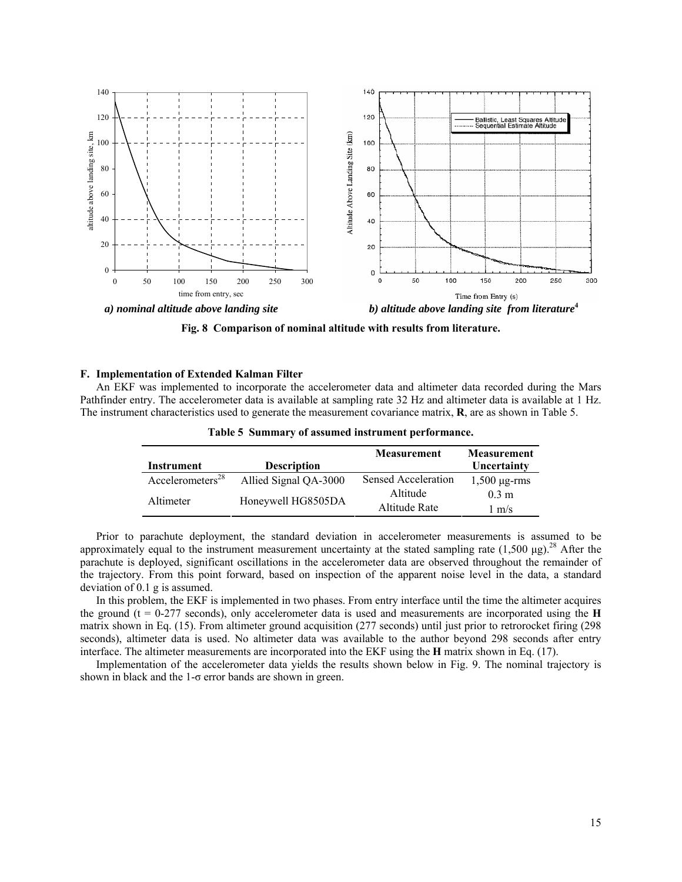*a) nominal altitude above landing site*

*b) altitude above landing site from literature*[4]

**Fig. 8 Comparison of nominal altitude with results from literature.**

### F. Implementation of Extended Kalman Filter

An EKF was implemented to incorporate the accelerometer data and altimeter data recorded during the Mars Pathfinder entry. The accelerometer data is available at sampling rate 32 Hz and altimeter data is available at 1 Hz. The instrument characteristics used to generate the measurement covariance matrix, **R**, are as shown in Table 5.

**Table 5 Summary of assumed instrument performance.**

| Instrument | Description | Measurement | Measurement Uncertainty |
|---|---|---|---|
| Accelerometers[28] | Allied Signal QA-3000 | Sensed Acceleration | 1,500 μg-rms |
| Altimeter | Honeywell HG8505DA | Altitude | 0.3 m |
| | | Altitude Rate | 1 m/s |

Prior to parachute deployment, the standard deviation in accelerometer measurements is assumed to be approximately equal to the instrument measurement uncertainty at the stated sampling rate (1,500 μg).[28] After the parachute is deployed, significant oscillations in the accelerometer data are observed throughout the remainder of the trajectory. From this point forward, based on inspection of the apparent noise level in the data, a standard deviation of 0.1 g is assumed.

In this problem, the EKF is implemented in two phases. From entry interface until the time the altimeter acquires the ground (t = 0-277 seconds), only accelerometer data is used and measurements are incorporated using the **H** matrix shown in Eq. (15). From altimeter ground acquisition (277 seconds) until just prior to retrorocket firing (298 seconds), altimeter data is used. No altimeter data was available to the author beyond 298 seconds after entry interface. The altimeter measurements are incorporated into the EKF using the **H** matrix shown in Eq. (17).

Implementation of the accelerometer data yields the results shown below in Fig. 9. The nominal trajectory is shown in black and the 1-σ error bands are shown in green.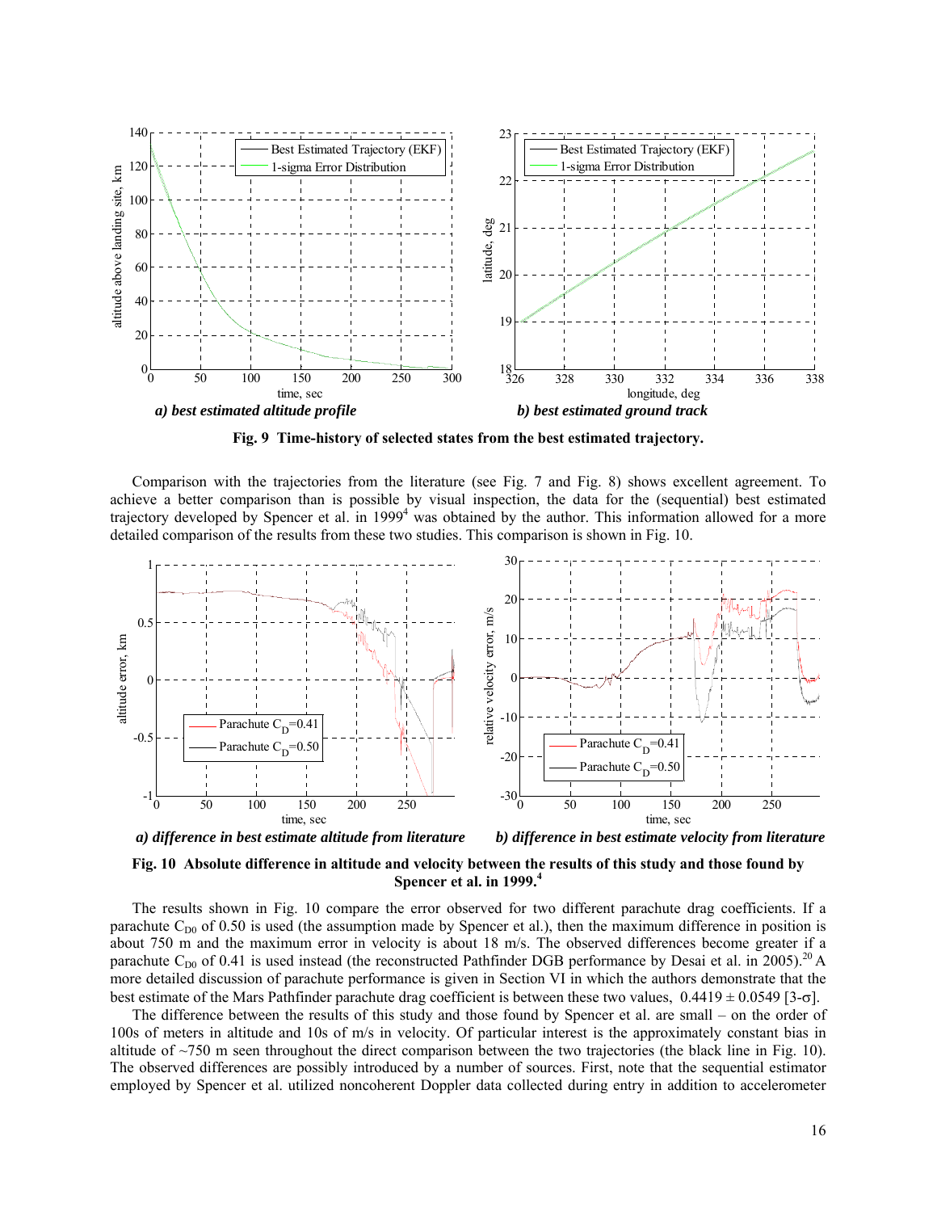*a) best estimated altitude profile* *b) best estimated ground track*

**Fig. 9 Time-history of selected states from the best estimated trajectory.**

Comparison with the trajectories from the literature (see Fig. 7 and Fig. 8) shows excellent agreement. To achieve a better comparison than is possible by visual inspection, the data for the (sequential) best estimated trajectory developed by Spencer et al. in 1999[4] was obtained by the author. This information allowed for a more detailed comparison of the results from these two studies. This comparison is shown in Fig. 10.

*a) difference in best estimate altitude from literature* *b) difference in best estimate velocity from literature*

**Fig. 10 Absolute difference in altitude and velocity between the results of this study and those found by Spencer et al. in 1999.[4]**

The results shown in Fig. 10 compare the error observed for two different parachute drag coefficients. If a parachute $C_{D0}$ of 0.50 is used (the assumption made by Spencer et al.), then the maximum difference in position is about 750 m and the maximum error in velocity is about 18 m/s. The observed differences become greater if a parachute $C_{D0}$ of 0.41 is used instead (the reconstructed Pathfinder DGB performance by Desai et al. in 2005).[20] A more detailed discussion of parachute performance is given in Section VI in which the authors demonstrate that the best estimate of the Mars Pathfinder parachute drag coefficient is between these two values, $0.4419 \pm 0.0549$ [3-$\sigma$].

The difference between the results of this study and those found by Spencer et al. are small – on the order of 100s of meters in altitude and 10s of m/s in velocity. Of particular interest is the approximately constant bias in altitude of ~750 m seen throughout the direct comparison between the two trajectories (the black line in Fig. 10). The observed differences are possibly introduced by a number of sources. First, note that the sequential estimator employed by Spencer et al. utilized noncoherent Doppler data collected during entry in addition to accelerometer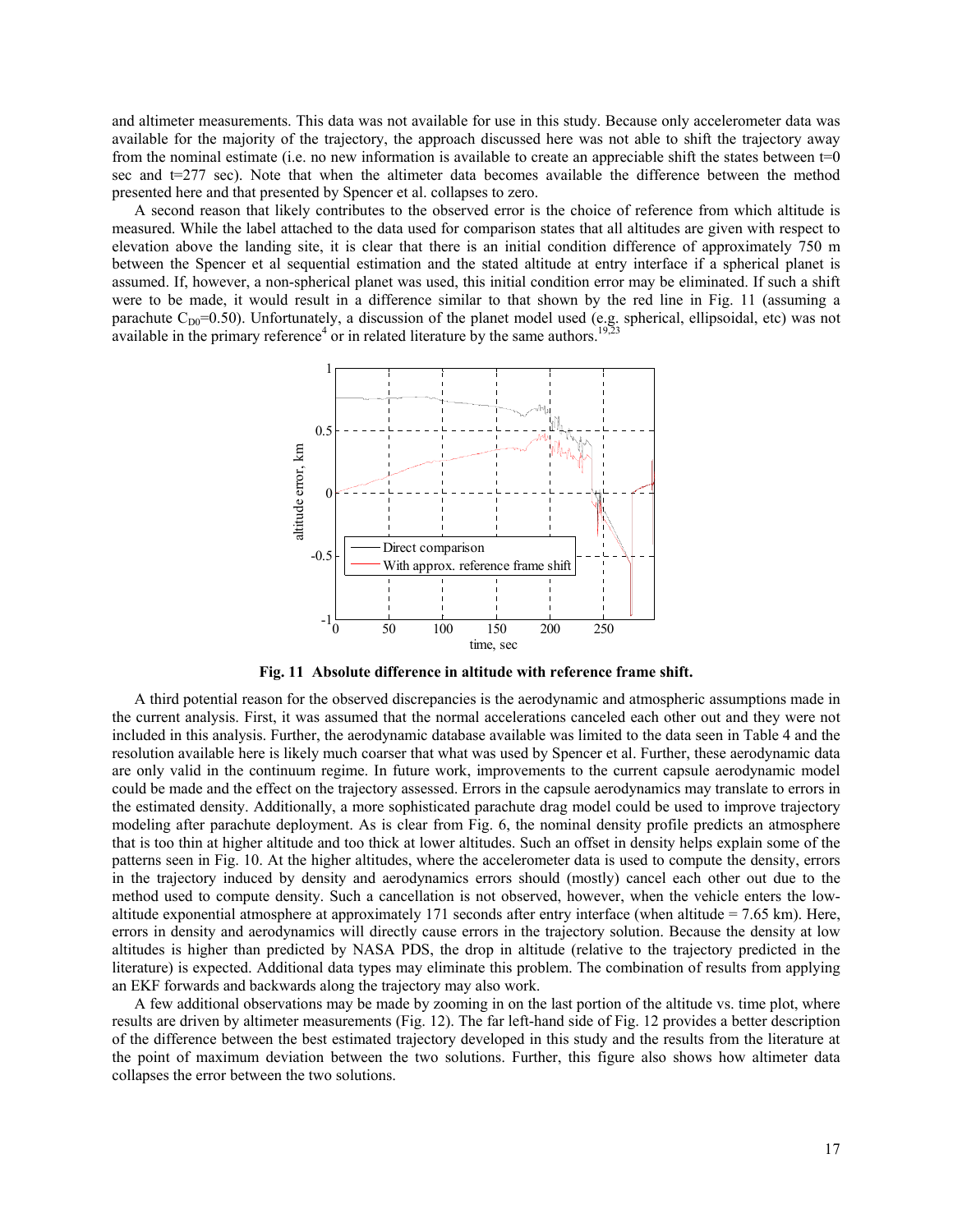and altimeter measurements. This data was not available for use in this study. Because only accelerometer data was available for the majority of the trajectory, the approach discussed here was not able to shift the trajectory away from the nominal estimate (i.e. no new information is available to create an appreciable shift the states between t=0 sec and t=277 sec). Note that when the altimeter data becomes available the difference between the method presented here and that presented by Spencer et al. collapses to zero.

A second reason that likely contributes to the observed error is the choice of reference from which altitude is measured. While the label attached to the data used for comparison states that all altitudes are given with respect to elevation above the landing site, it is clear that there is an initial condition difference of approximately 750 m between the Spencer et al sequential estimation and the stated altitude at entry interface if a spherical planet is assumed. If, however, a non-spherical planet was used, this initial condition error may be eliminated. If such a shift were to be made, it would result in a difference similar to that shown by the red line in Fig. 11 (assuming a parachute $C_{D0}$=0.50). Unfortunately, a discussion of the planet model used (e.g. spherical, ellipsoidal, etc) was not available in the primary reference[4] or in related literature by the same authors.[19,23]

**Fig. 11 Absolute difference in altitude with reference frame shift.**

A third potential reason for the observed discrepancies is the aerodynamic and atmospheric assumptions made in the current analysis. First, it was assumed that the normal accelerations canceled each other out and they were not included in this analysis. Further, the aerodynamic database available was limited to the data seen in Table 4 and the resolution available here is likely much coarser that what was used by Spencer et al. Further, these aerodynamic data are only valid in the continuum regime. In future work, improvements to the current capsule aerodynamic model could be made and the effect on the trajectory assessed. Errors in the capsule aerodynamics may translate to errors in the estimated density. Additionally, a more sophisticated parachute drag model could be used to improve trajectory modeling after parachute deployment. As is clear from Fig. 6, the nominal density profile predicts an atmosphere that is too thin at higher altitude and too thick at lower altitudes. Such an offset in density helps explain some of the patterns seen in Fig. 10. At the higher altitudes, where the accelerometer data is used to compute the density, errors in the trajectory induced by density and aerodynamics errors should (mostly) cancel each other out due to the method used to compute density. Such a cancellation is not observed, however, when the vehicle enters the low-altitude exponential atmosphere at approximately 171 seconds after entry interface (when altitude = 7.65 km). Here, errors in density and aerodynamics will directly cause errors in the trajectory solution. Because the density at low altitudes is higher than predicted by NASA PDS, the drop in altitude (relative to the trajectory predicted in the literature) is expected. Additional data types may eliminate this problem. The combination of results from applying an EKF forwards and backwards along the trajectory may also work.

A few additional observations may be made by zooming in on the last portion of the altitude vs. time plot, where results are driven by altimeter measurements (Fig. 12). The far left-hand side of Fig. 12 provides a better description of the difference between the best estimated trajectory developed in this study and the results from the literature at the point of maximum deviation between the two solutions. Further, this figure also shows how altimeter data collapses the error between the two solutions.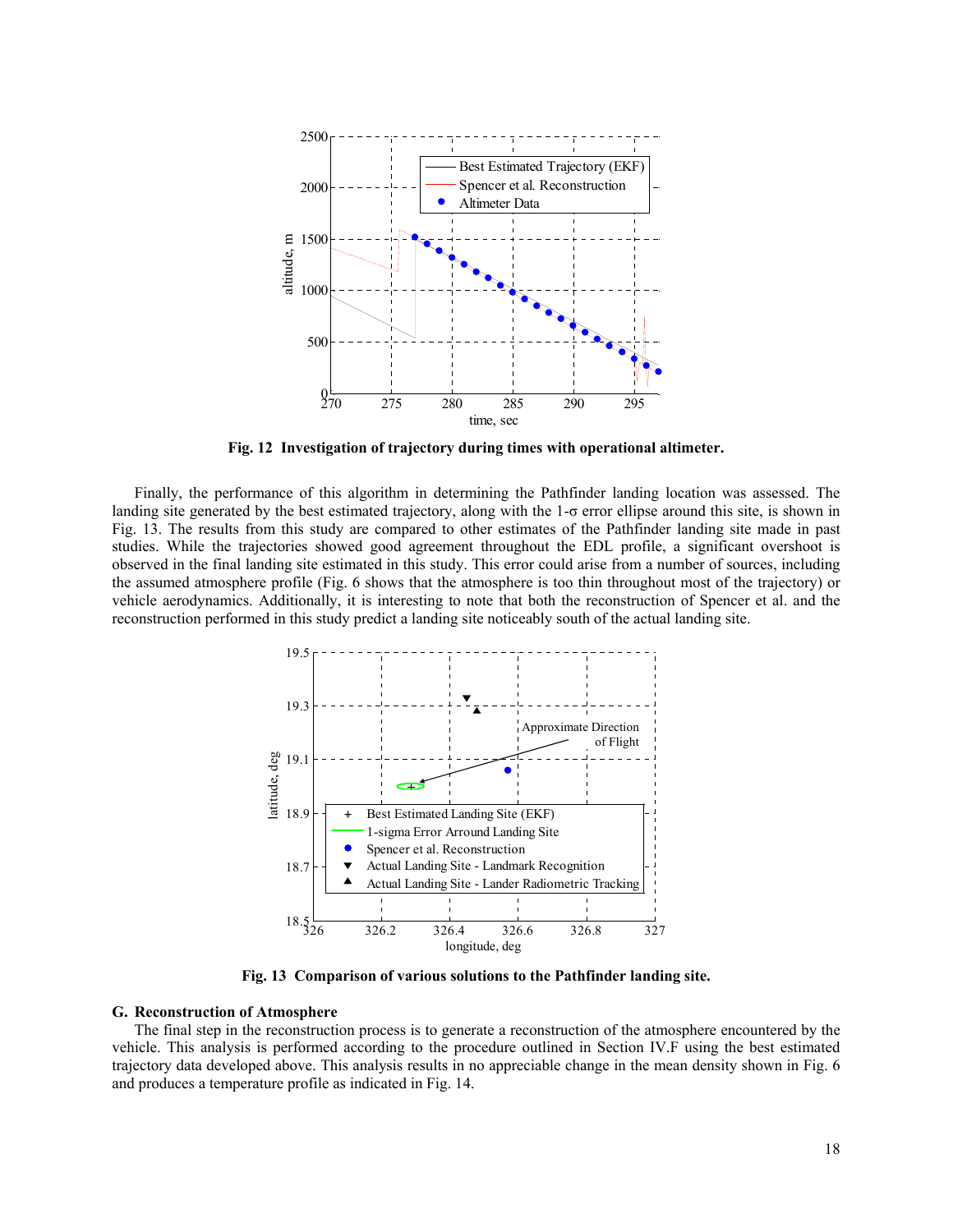**Fig. 12 Investigation of trajectory during times with operational altimeter.**

Finally, the performance of this algorithm in determining the Pathfinder landing location was assessed. The landing site generated by the best estimated trajectory, along with the 1-σ error ellipse around this site, is shown in Fig. 13. The results from this study are compared to other estimates of the Pathfinder landing site made in past studies. While the trajectories showed good agreement throughout the EDL profile, a significant overshoot is observed in the final landing site estimated in this study. This error could arise from a number of sources, including the assumed atmosphere profile (Fig. 6 shows that the atmosphere is too thin throughout most of the trajectory) or vehicle aerodynamics. Additionally, it is interesting to note that both the reconstruction of Spencer et al. and the reconstruction performed in this study predict a landing site noticeably south of the actual landing site.

**Fig. 13 Comparison of various solutions to the Pathfinder landing site.**

### G. Reconstruction of Atmosphere

The final step in the reconstruction process is to generate a reconstruction of the atmosphere encountered by the vehicle. This analysis is performed according to the procedure outlined in Section IV.F using the best estimated trajectory data developed above. This analysis results in no appreciable change in the mean density shown in Fig. 6 and produces a temperature profile as indicated in Fig. 14.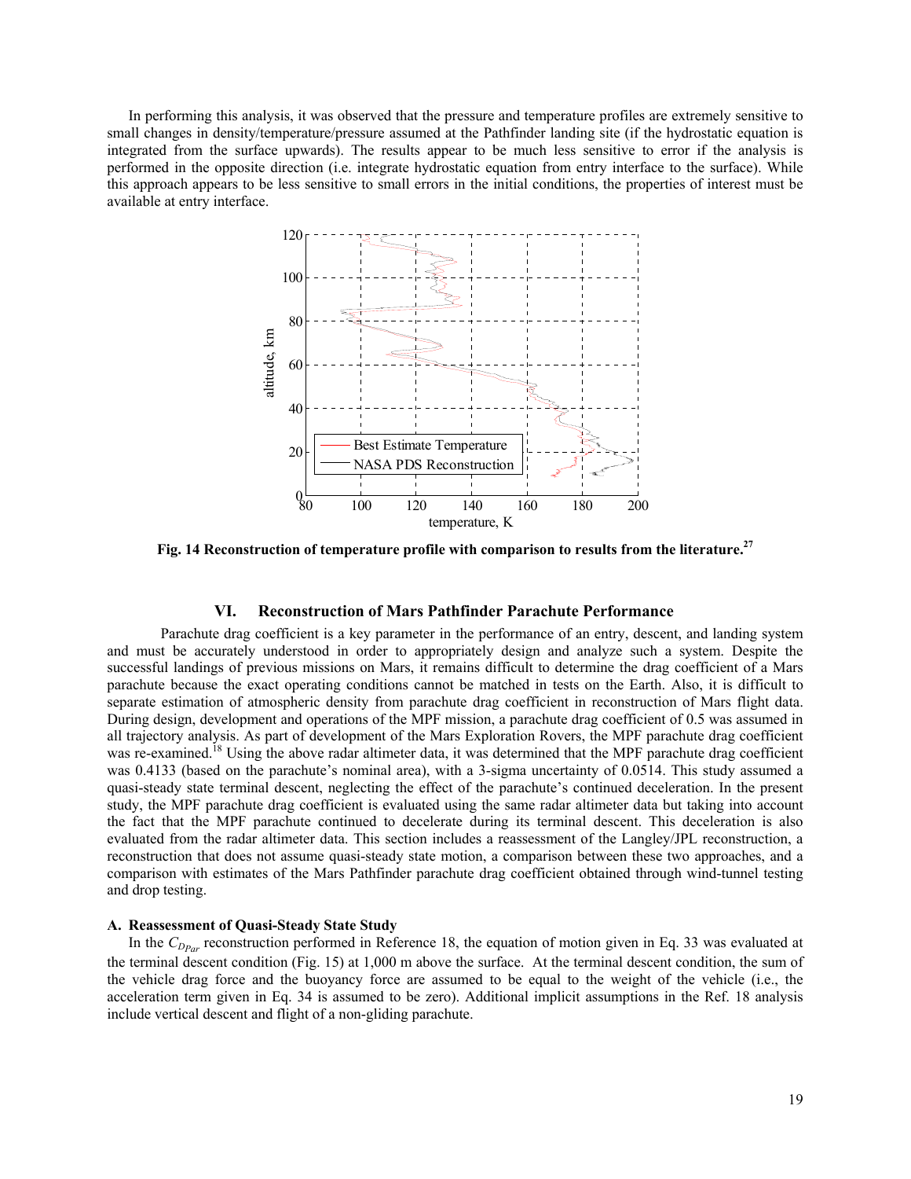In performing this analysis, it was observed that the pressure and temperature profiles are extremely sensitive to small changes in density/temperature/pressure assumed at the Pathfinder landing site (if the hydrostatic equation is integrated from the surface upwards). The results appear to be much less sensitive to error if the analysis is performed in the opposite direction (i.e. integrate hydrostatic equation from entry interface to the surface). While this approach appears to be less sensitive to small errors in the initial conditions, the properties of interest must be available at entry interface.

**Fig. 14 Reconstruction of temperature profile with comparison to results from the literature.[27]**

## VI. Reconstruction of Mars Pathfinder Parachute Performance

Parachute drag coefficient is a key parameter in the performance of an entry, descent, and landing system and must be accurately understood in order to appropriately design and analyze such a system. Despite the successful landings of previous missions on Mars, it remains difficult to determine the drag coefficient of a Mars parachute because the exact operating conditions cannot be matched in tests on the Earth. Also, it is difficult to separate estimation of atmospheric density from parachute drag coefficient in reconstruction of Mars flight data. During design, development and operations of the MPF mission, a parachute drag coefficient of 0.5 was assumed in all trajectory analysis. As part of development of the Mars Exploration Rovers, the MPF parachute drag coefficient was re-examined.[18] Using the above radar altimeter data, it was determined that the MPF parachute drag coefficient was 0.4133 (based on the parachute's nominal area), with a 3-sigma uncertainty of 0.0514. This study assumed a quasi-steady state terminal descent, neglecting the effect of the parachute's continued deceleration. In the present study, the MPF parachute drag coefficient is evaluated using the same radar altimeter data but taking into account the fact that the MPF parachute continued to decelerate during its terminal descent. This deceleration is also evaluated from the radar altimeter data. This section includes a reassessment of the Langley/JPL reconstruction, a reconstruction that does not assume quasi-steady state motion, a comparison between these two approaches, and a comparison with estimates of the Mars Pathfinder parachute drag coefficient obtained through wind-tunnel testing and drop testing.

### A. Reassessment of Quasi-Steady State Study

In the $C_{D_{Par}}$ reconstruction performed in Reference 18, the equation of motion given in Eq. 33 was evaluated at the terminal descent condition (Fig. 15) at 1,000 m above the surface. At the terminal descent condition, the sum of the vehicle drag force and the buoyancy force are assumed to be equal to the weight of the vehicle (i.e., the acceleration term given in Eq. 34 is assumed to be zero). Additional implicit assumptions in the Ref. 18 analysis include vertical descent and flight of a non-gliding parachute.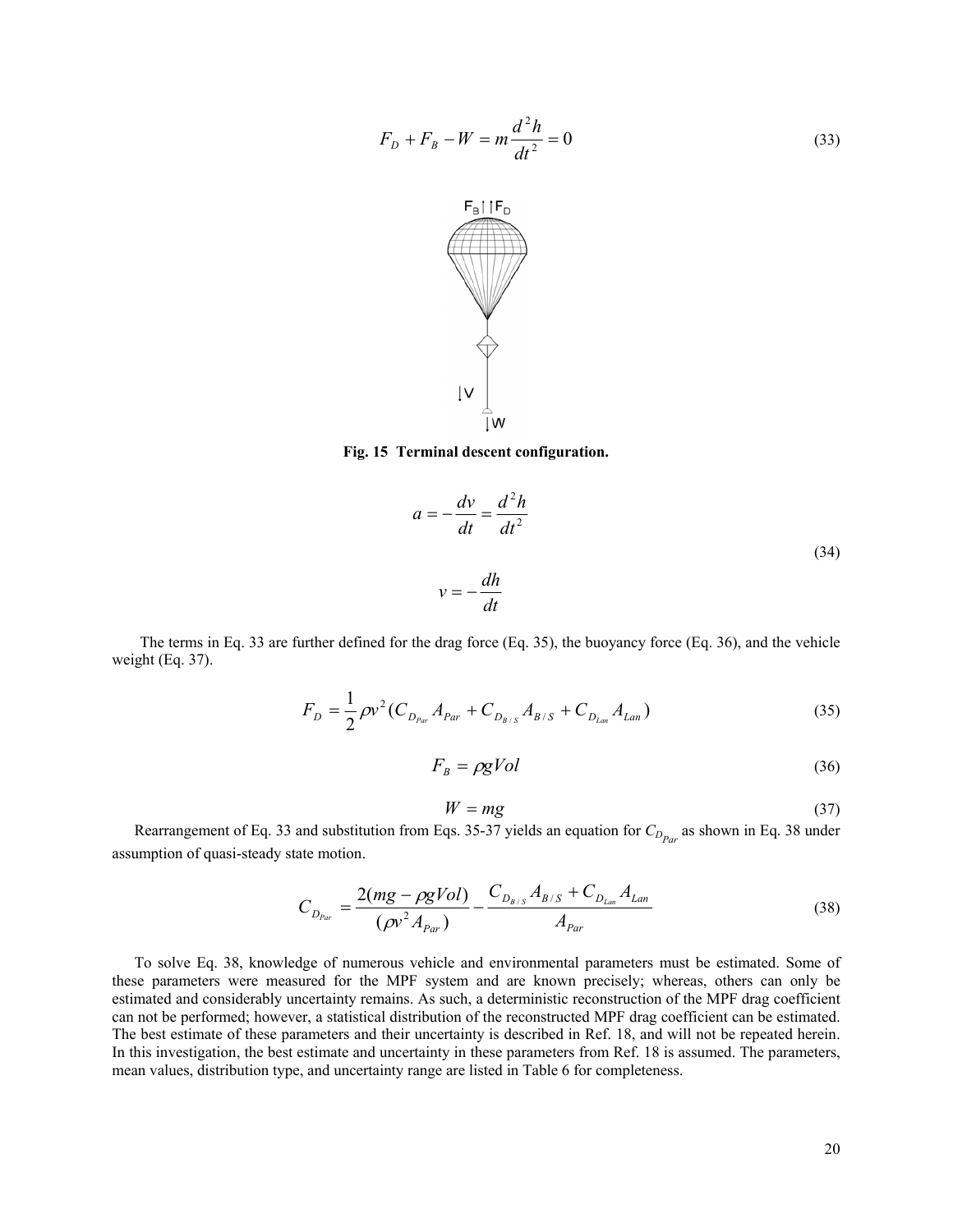$$F_D + F_B - W = m\frac{d^2h}{dt^2} = 0 \tag{33}$$

**Fig. 15 Terminal descent configuration.**

$$a = -\frac{dv}{dt} = \frac{d^2h}{dt^2}$$
$$v = -\frac{dh}{dt} \tag{34}$$

The terms in Eq. 33 are further defined for the drag force (Eq. 35), the buoyancy force (Eq. 36), and the vehicle weight (Eq. 37).

$$F_D = \frac{1}{2}\rho v^2 (C_{D_{Par}} A_{Par} + C_{D_{B/S}} A_{B/S} + C_{D_{Lan}} A_{Lan}) \tag{35}$$

$$F_B = \rho g Vol \tag{36}$$

$$W = mg \tag{37}$$

Rearrangement of Eq. 33 and substitution from Eqs. 35-37 yields an equation for $C_{D_{Par}}$ as shown in Eq. 38 under assumption of quasi-steady state motion.

$$C_{D_{Par}} = \frac{2(mg - \rho g Vol)}{(\rho v^2 A_{Par})} - \frac{C_{D_{B/S}} A_{B/S} + C_{D_{Lan}} A_{Lan}}{A_{Par}} \tag{38}$$

To solve Eq. 38, knowledge of numerous vehicle and environmental parameters must be estimated. Some of these parameters were measured for the MPF system and are known precisely; whereas, others can only be estimated and considerably uncertainty remains. As such, a deterministic reconstruction of the MPF drag coefficient can not be performed; however, a statistical distribution of the reconstructed MPF drag coefficient can be estimated. The best estimate of these parameters and their uncertainty is described in Ref. 18, and will not be repeated herein. In this investigation, the best estimate and uncertainty in these parameters from Ref. 18 is assumed. The parameters, mean values, distribution type, and uncertainty range are listed in Table 6 for completeness.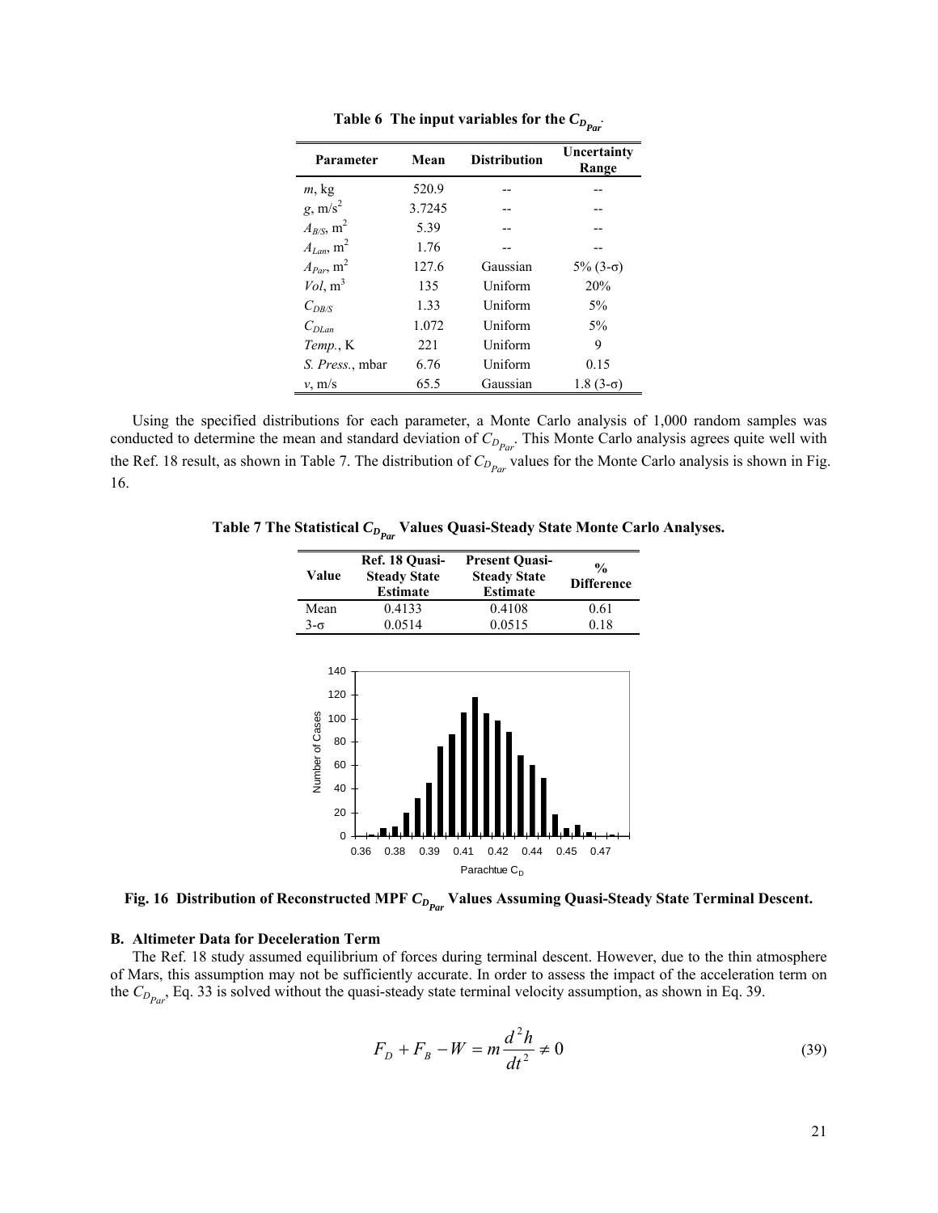**Table 6 The input variables for the $C_{D_{Par}}$.**

| Parameter | Mean | Distribution | Uncertainty Range |
|---|---|---|---|
| $m$, kg | 520.9 | -- | -- |
| $g$, m/s$^2$ | 3.7245 | -- | -- |
| $A_{B/S}$, m$^2$ | 5.39 | -- | -- |
| $A_{Lan}$, m$^2$ | 1.76 | -- | -- |
| $A_{Par}$, m$^2$ | 127.6 | Gaussian | 5% (3-σ) |
| $Vol$, m$^3$ | 135 | Uniform | 20% |
| $C_{DB/S}$ | 1.33 | Uniform | 5% |
| $C_{DLan}$ | 1.072 | Uniform | 5% |
| $Temp.$, K | 221 | Uniform | 9 |
| $S. Press.$, mbar | 6.76 | Uniform | 0.15 |
| $v$, m/s | 65.5 | Gaussian | 1.8 (3-σ) |

Using the specified distributions for each parameter, a Monte Carlo analysis of 1,000 random samples was conducted to determine the mean and standard deviation of $C_{D_{Par}}$. This Monte Carlo analysis agrees quite well with the Ref. 18 result, as shown in Table 7. The distribution of $C_{D_{Par}}$ values for the Monte Carlo analysis is shown in Fig. 16.

**Table 7 The Statistical $C_{D_{Par}}$ Values Quasi-Steady State Monte Carlo Analyses.**

| Value | Ref. 18 Quasi-Steady State Estimate | Present Quasi-Steady State Estimate | % Difference |
|---|---|---|---|
| Mean | 0.4133 | 0.4108 | 0.61 |
| 3-σ | 0.0514 | 0.0515 | 0.18 |

**Fig. 16 Distribution of Reconstructed MPF $C_{D_{Par}}$ Values Assuming Quasi-Steady State Terminal Descent.**

### B. Altimeter Data for Deceleration Term

The Ref. 18 study assumed equilibrium of forces during terminal descent. However, due to the thin atmosphere of Mars, this assumption may not be sufficiently accurate. In order to assess the impact of the acceleration term on the $C_{D_{Par}}$, Eq. 33 is solved without the quasi-steady state terminal velocity assumption, as shown in Eq. 39.

$$F_D + F_B - W = m\frac{d^2h}{dt^2} \neq 0 \tag{39}$$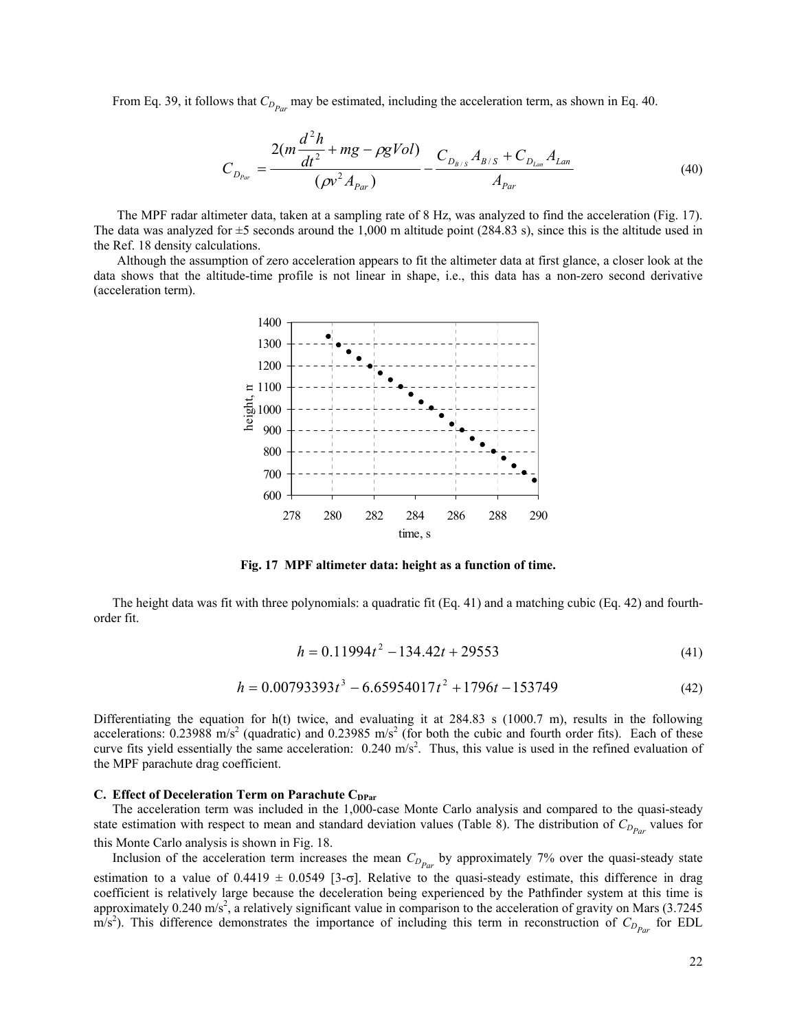From Eq. 39, it follows that $C_{D_{Par}}$ may be estimated, including the acceleration term, as shown in Eq. 40.

$$C_{D_{Par}} = \frac{2(m\frac{d^2h}{dt^2} + mg - \rho g Vol)}{(\rho v^2 A_{Par})} - \frac{C_{D_{B/S}} A_{B/S} + C_{D_{Lan}} A_{Lan}}{A_{Par}} \tag{40}$$

The MPF radar altimeter data, taken at a sampling rate of 8 Hz, was analyzed to find the acceleration (Fig. 17). The data was analyzed for ±5 seconds around the 1,000 m altitude point (284.83 s), since this is the altitude used in the Ref. 18 density calculations.

Although the assumption of zero acceleration appears to fit the altimeter data at first glance, a closer look at the data shows that the altitude-time profile is not linear in shape, i.e., this data has a non-zero second derivative (acceleration term).

**Fig. 17 MPF altimeter data: height as a function of time.**

The height data was fit with three polynomials: a quadratic fit (Eq. 41) and a matching cubic (Eq. 42) and fourth-order fit.

$$h = 0.11994t^2 - 134.42t + 29553 \tag{41}$$

$$h = 0.00793393t^3 - 6.65954017t^2 + 1796t - 153749 \tag{42}$$

Differentiating the equation for h(t) twice, and evaluating it at 284.83 s (1000.7 m), results in the following accelerations: 0.23988 m/s$^2$ (quadratic) and 0.23985 m/s$^2$ (for both the cubic and fourth order fits). Each of these curve fits yield essentially the same acceleration: 0.240 m/s$^2$. Thus, this value is used in the refined evaluation of the MPF parachute drag coefficient.

### C. Effect of Deceleration Term on Parachute $C_{DPar}$

The acceleration term was included in the 1,000-case Monte Carlo analysis and compared to the quasi-steady state estimation with respect to mean and standard deviation values (Table 8). The distribution of $C_{D_{Par}}$ values for this Monte Carlo analysis is shown in Fig. 18.

Inclusion of the acceleration term increases the mean $C_{D_{Par}}$ by approximately 7% over the quasi-steady state estimation to a value of 0.4419 ± 0.0549 [3-σ]. Relative to the quasi-steady estimate, this difference in drag coefficient is relatively large because the deceleration being experienced by the Pathfinder system at this time is approximately 0.240 m/s$^2$, a relatively significant value in comparison to the acceleration of gravity on Mars (3.7245 m/s$^2$). This difference demonstrates the importance of including this term in reconstruction of $C_{D_{Par}}$ for EDL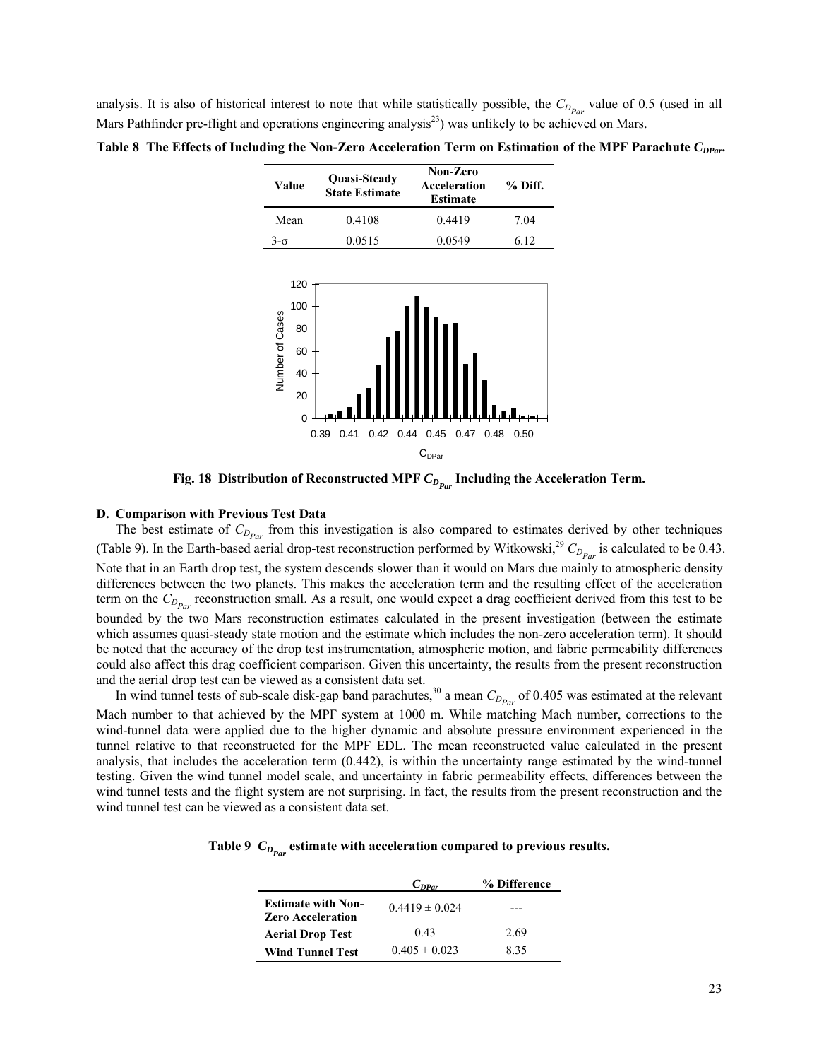analysis. It is also of historical interest to note that while statistically possible, the $C_{D_{Par}}$ value of 0.5 (used in all Mars Pathfinder pre-flight and operations engineering analysis[23]) was unlikely to be achieved on Mars.

**Table 8  The Effects of Including the Non-Zero Acceleration Term on Estimation of the MPF Parachute $C_{DPar}$.**

| Value | Quasi-Steady State Estimate | Non-Zero Acceleration Estimate | % Diff. |
|---|---|---|---|
| Mean | 0.4108 | 0.4419 | 7.04 |
| 3-σ | 0.0515 | 0.0549 | 6.12 |

**Fig. 18  Distribution of Reconstructed MPF $C_{D_{Par}}$ Including the Acceleration Term.**

### D. Comparison with Previous Test Data

The best estimate of $C_{D_{Par}}$ from this investigation is also compared to estimates derived by other techniques (Table 9). In the Earth-based aerial drop-test reconstruction performed by Witkowski,[29] $C_{D_{Par}}$ is calculated to be 0.43. Note that in an Earth drop test, the system descends slower than it would on Mars due mainly to atmospheric density differences between the two planets. This makes the acceleration term and the resulting effect of the acceleration term on the $C_{D_{Par}}$ reconstruction small. As a result, one would expect a drag coefficient derived from this test to be bounded by the two Mars reconstruction estimates calculated in the present investigation (between the estimate which assumes quasi-steady state motion and the estimate which includes the non-zero acceleration term). It should be noted that the accuracy of the drop test instrumentation, atmospheric motion, and fabric permeability differences could also affect this drag coefficient comparison. Given this uncertainty, the results from the present reconstruction and the aerial drop test can be viewed as a consistent data set.

In wind tunnel tests of sub-scale disk-gap band parachutes,[30] a mean $C_{D_{Par}}$ of 0.405 was estimated at the relevant Mach number to that achieved by the MPF system at 1000 m. While matching Mach number, corrections to the wind-tunnel data were applied due to the higher dynamic and absolute pressure environment experienced in the tunnel relative to that reconstructed for the MPF EDL. The mean reconstructed value calculated in the present analysis, that includes the acceleration term (0.442), is within the uncertainty range estimated by the wind-tunnel testing. Given the wind tunnel model scale, and uncertainty in fabric permeability effects, differences between the wind tunnel tests and the flight system are not surprising. In fact, the results from the present reconstruction and the wind tunnel test can be viewed as a consistent data set.

**Table 9  $C_{D_{Par}}$ estimate with acceleration compared to previous results.**

| | $C_{DPar}$ | % Difference |
|---|---|---|
| **Estimate with Non-Zero Acceleration** | $0.4419 \pm 0.024$ | --- |
| **Aerial Drop Test** | 0.43 | 2.69 |
| **Wind Tunnel Test** | $0.405 \pm 0.023$ | 8.35 |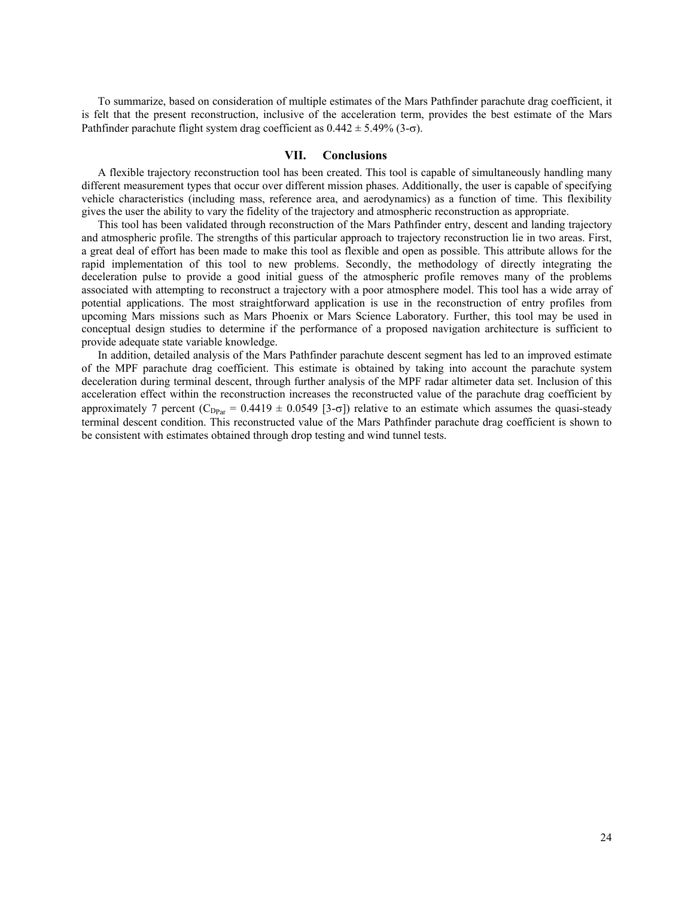To summarize, based on consideration of multiple estimates of the Mars Pathfinder parachute drag coefficient, it is felt that the present reconstruction, inclusive of the acceleration term, provides the best estimate of the Mars Pathfinder parachute flight system drag coefficient as $0.442 \pm 5.49\%$ (3-$\sigma$).

## VII. Conclusions

A flexible trajectory reconstruction tool has been created. This tool is capable of simultaneously handling many different measurement types that occur over different mission phases. Additionally, the user is capable of specifying vehicle characteristics (including mass, reference area, and aerodynamics) as a function of time. This flexibility gives the user the ability to vary the fidelity of the trajectory and atmospheric reconstruction as appropriate.

This tool has been validated through reconstruction of the Mars Pathfinder entry, descent and landing trajectory and atmospheric profile. The strengths of this particular approach to trajectory reconstruction lie in two areas. First, a great deal of effort has been made to make this tool as flexible and open as possible. This attribute allows for the rapid implementation of this tool to new problems. Secondly, the methodology of directly integrating the deceleration pulse to provide a good initial guess of the atmospheric profile removes many of the problems associated with attempting to reconstruct a trajectory with a poor atmosphere model. This tool has a wide array of potential applications. The most straightforward application is use in the reconstruction of entry profiles from upcoming Mars missions such as Mars Phoenix or Mars Science Laboratory. Further, this tool may be used in conceptual design studies to determine if the performance of a proposed navigation architecture is sufficient to provide adequate state variable knowledge.

In addition, detailed analysis of the Mars Pathfinder parachute descent segment has led to an improved estimate of the MPF parachute drag coefficient. This estimate is obtained by taking into account the parachute system deceleration during terminal descent, through further analysis of the MPF radar altimeter data set. Inclusion of this acceleration effect within the reconstruction increases the reconstructed value of the parachute drag coefficient by approximately 7 percent ($C_{DPar} = 0.4419 \pm 0.0549$ [3-$\sigma$]) relative to an estimate which assumes the quasi-steady terminal descent condition. This reconstructed value of the Mars Pathfinder parachute drag coefficient is shown to be consistent with estimates obtained through drop testing and wind tunnel tests.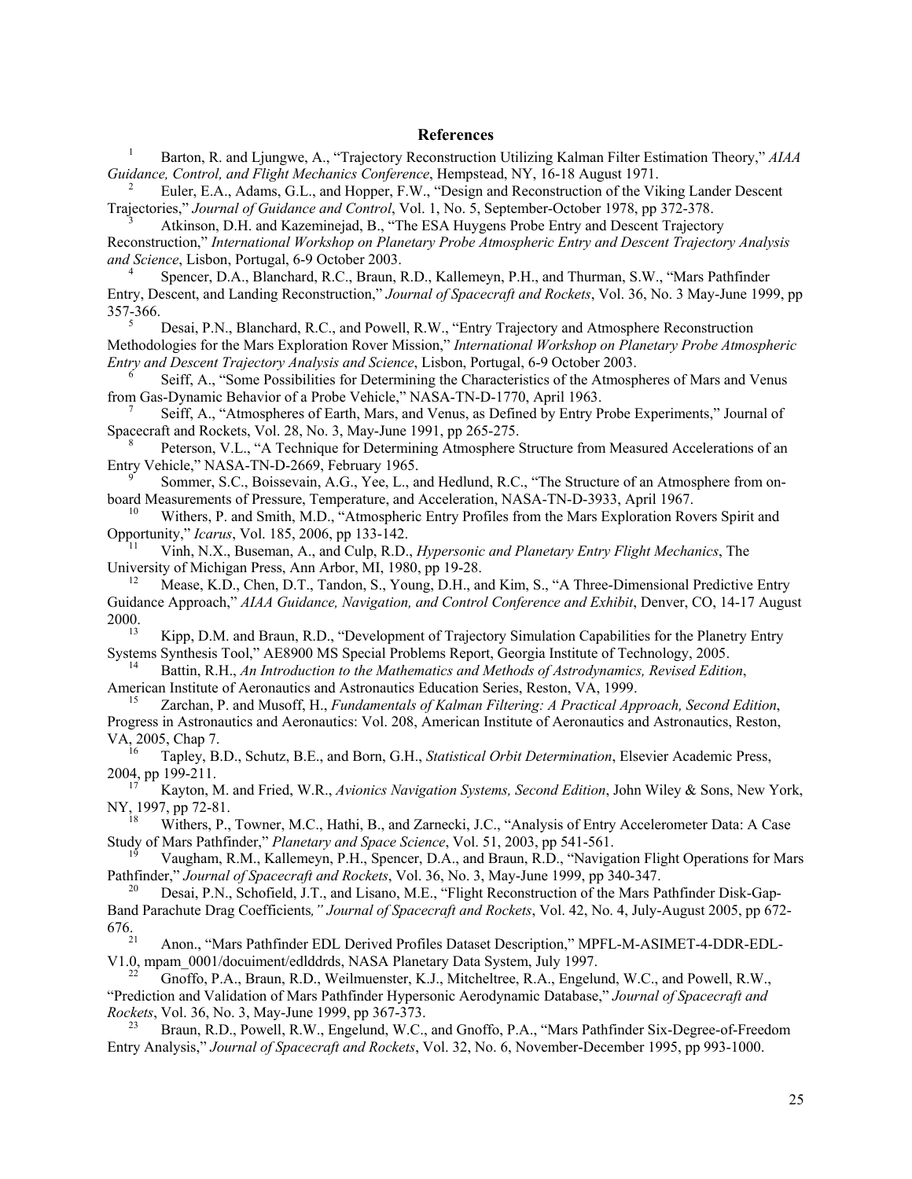## References

[1] Barton, R. and Ljungwe, A., "Trajectory Reconstruction Utilizing Kalman Filter Estimation Theory," *AIAA Guidance, Control, and Flight Mechanics Conference*, Hempstead, NY, 16-18 August 1971.

[2] Euler, E.A., Adams, G.L., and Hopper, F.W., "Design and Reconstruction of the Viking Lander Descent Trajectories," *Journal of Guidance and Control*, Vol. 1, No. 5, September-October 1978, pp 372-378.

[3] Atkinson, D.H. and Kazeminejad, B., "The ESA Huygens Probe Entry and Descent Trajectory Reconstruction," *International Workshop on Planetary Probe Atmospheric Entry and Descent Trajectory Analysis and Science*, Lisbon, Portugal, 6-9 October 2003.

[4] Spencer, D.A., Blanchard, R.C., Braun, R.D., Kallemeyn, P.H., and Thurman, S.W., "Mars Pathfinder Entry, Descent, and Landing Reconstruction," *Journal of Spacecraft and Rockets*, Vol. 36, No. 3 May-June 1999, pp 357-366.

[5] Desai, P.N., Blanchard, R.C., and Powell, R.W., "Entry Trajectory and Atmosphere Reconstruction Methodologies for the Mars Exploration Rover Mission," *International Workshop on Planetary Probe Atmospheric Entry and Descent Trajectory Analysis and Science*, Lisbon, Portugal, 6-9 October 2003.

[6] Seiff, A., "Some Possibilities for Determining the Characteristics of the Atmospheres of Mars and Venus from Gas-Dynamic Behavior of a Probe Vehicle," NASA-TN-D-1770, April 1963.

[7] Seiff, A., "Atmospheres of Earth, Mars, and Venus, as Defined by Entry Probe Experiments," Journal of Spacecraft and Rockets, Vol. 28, No. 3, May-June 1991, pp 265-275.

[8] Peterson, V.L., "A Technique for Determining Atmosphere Structure from Measured Accelerations of an Entry Vehicle," NASA-TN-D-2669, February 1965.

[9] Sommer, S.C., Boissevain, A.G., Yee, L., and Hedlund, R.C., "The Structure of an Atmosphere from on-board Measurements of Pressure, Temperature, and Acceleration, NASA-TN-D-3933, April 1967.

[10] Withers, P. and Smith, M.D., "Atmospheric Entry Profiles from the Mars Exploration Rovers Spirit and Opportunity," *Icarus*, Vol. 185, 2006, pp 133-142.

[11] Vinh, N.X., Buseman, A., and Culp, R.D., *Hypersonic and Planetary Entry Flight Mechanics*, The University of Michigan Press, Ann Arbor, MI, 1980, pp 19-28.

[12] Mease, K.D., Chen, D.T., Tandon, S., Young, D.H., and Kim, S., "A Three-Dimensional Predictive Entry Guidance Approach," *AIAA Guidance, Navigation, and Control Conference and Exhibit*, Denver, CO, 14-17 August 2000.

[13] Kipp, D.M. and Braun, R.D., "Development of Trajectory Simulation Capabilities for the Planetry Entry Systems Synthesis Tool," AE8900 MS Special Problems Report, Georgia Institute of Technology, 2005.

[14] Battin, R.H., *An Introduction to the Mathematics and Methods of Astrodynamics, Revised Edition*, American Institute of Aeronautics and Astronautics Education Series, Reston, VA, 1999.

[15] Zarchan, P. and Musoff, H., *Fundamentals of Kalman Filtering: A Practical Approach, Second Edition*, Progress in Astronautics and Aeronautics: Vol. 208, American Institute of Aeronautics and Astronautics, Reston, VA, 2005, Chap 7.

[16] Tapley, B.D., Schutz, B.E., and Born, G.H., *Statistical Orbit Determination*, Elsevier Academic Press, 2004, pp 199-211.

[17] Kayton, M. and Fried, W.R., *Avionics Navigation Systems, Second Edition*, John Wiley & Sons, New York, NY, 1997, pp 72-81.

[18] Withers, P., Towner, M.C., Hathi, B., and Zarnecki, J.C., "Analysis of Entry Accelerometer Data: A Case Study of Mars Pathfinder," *Planetary and Space Science*, Vol. 51, 2003, pp 541-561.

[19] Vaugham, R.M., Kallemeyn, P.H., Spencer, D.A., and Braun, R.D., "Navigation Flight Operations for Mars Pathfinder," *Journal of Spacecraft and Rockets*, Vol. 36, No. 3, May-June 1999, pp 340-347.

[20] Desai, P.N., Schofield, J.T., and Lisano, M.E., "Flight Reconstruction of the Mars Pathfinder Disk-Gap-Band Parachute Drag Coefficients*," Journal of Spacecraft and Rockets*, Vol. 42, No. 4, July-August 2005, pp 672-676.

[21] Anon., "Mars Pathfinder EDL Derived Profiles Dataset Description," MPFL-M-ASIMET-4-DDR-EDL-V1.0, mpam_0001/docuiment/edlddrds, NASA Planetary Data System, July 1997.

[22] Gnoffo, P.A., Braun, R.D., Weilmuenster, K.J., Mitcheltree, R.A., Engelund, W.C., and Powell, R.W., "Prediction and Validation of Mars Pathfinder Hypersonic Aerodynamic Database," *Journal of Spacecraft and Rockets*, Vol. 36, No. 3, May-June 1999, pp 367-373.

[23] Braun, R.D., Powell, R.W., Engelund, W.C., and Gnoffo, P.A., "Mars Pathfinder Six-Degree-of-Freedom Entry Analysis," *Journal of Spacecraft and Rockets*, Vol. 32, No. 6, November-December 1995, pp 993-1000.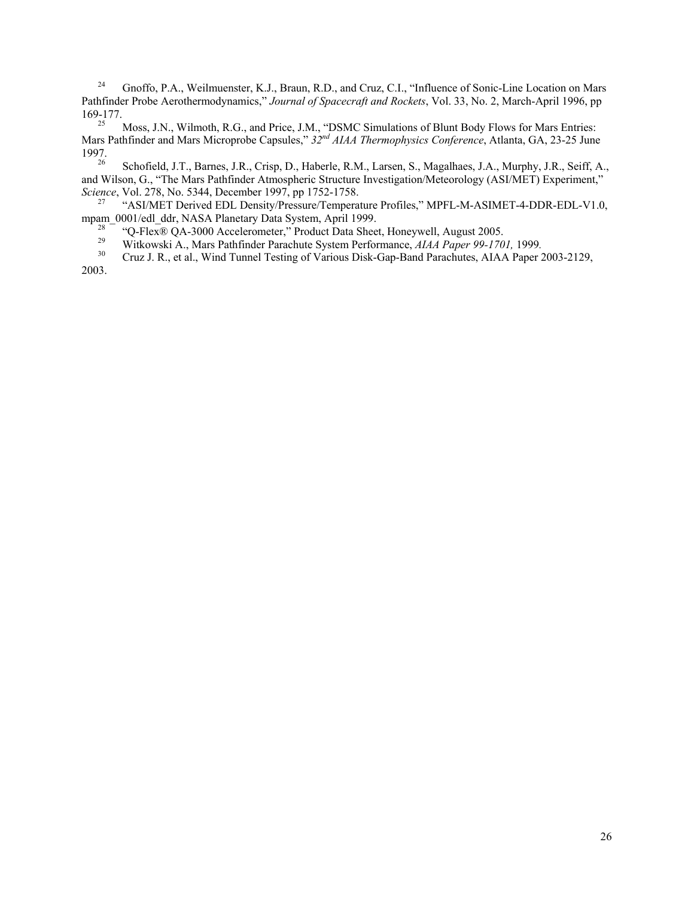[24] Gnoffo, P.A., Weilmuenster, K.J., Braun, R.D., and Cruz, C.I., "Influence of Sonic-Line Location on Mars Pathfinder Probe Aerothermodynamics," *Journal of Spacecraft and Rockets*, Vol. 33, No. 2, March-April 1996, pp 169-177.

[25] Moss, J.N., Wilmoth, R.G., and Price, J.M., "DSMC Simulations of Blunt Body Flows for Mars Entries: Mars Pathfinder and Mars Microprobe Capsules," *32nd AIAA Thermophysics Conference*, Atlanta, GA, 23-25 June 1997.

[26] Schofield, J.T., Barnes, J.R., Crisp, D., Haberle, R.M., Larsen, S., Magalhaes, J.A., Murphy, J.R., Seiff, A., and Wilson, G., "The Mars Pathfinder Atmospheric Structure Investigation/Meteorology (ASI/MET) Experiment," *Science*, Vol. 278, No. 5344, December 1997, pp 1752-1758.

[27] "ASI/MET Derived EDL Density/Pressure/Temperature Profiles," MPFL-M-ASIMET-4-DDR-EDL-V1.0, mpam_0001/edl_ddr, NASA Planetary Data System, April 1999.

[28] "Q-Flex® QA-3000 Accelerometer," Product Data Sheet, Honeywell, August 2005.

[29] Witkowski A., Mars Pathfinder Parachute System Performance, *AIAA Paper 99-1701,* 1999.

[30] Cruz J. R., et al., Wind Tunnel Testing of Various Disk-Gap-Band Parachutes, AIAA Paper 2003-2129, 2003.